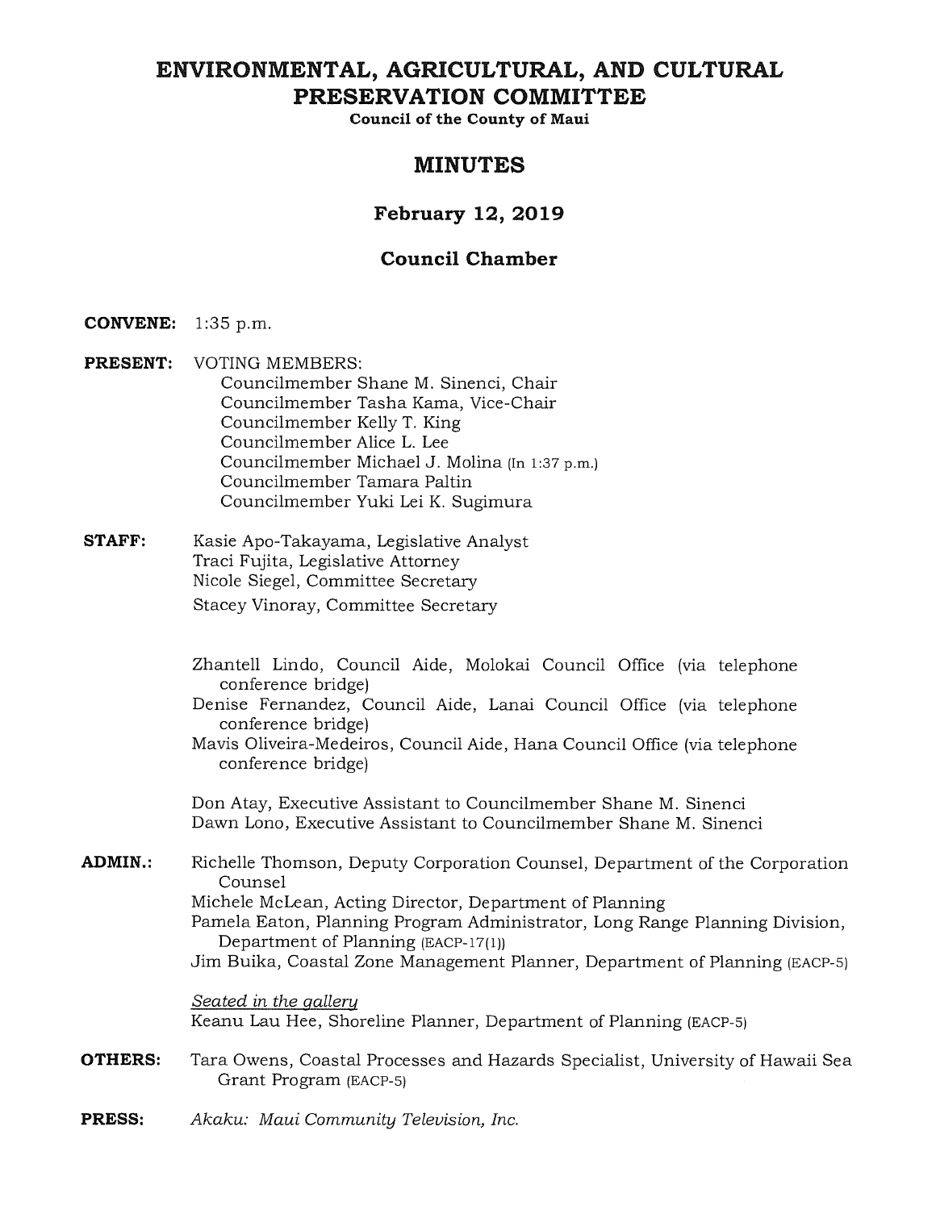# ENVIRONMENTAL, AGRICULTURAL, AND CULTURAL PRESERVATION COMMITTEE

**Council of the County of Maui**

## MINUTES

### February 12, 2019

### Council Chamber

**CONVENE:** 1:35 p.m.

**PRESENT:** VOTING MEMBERS:
- Councilmember Shane M. Sinenci, Chair
- Councilmember Tasha Kama, Vice-Chair
- Councilmember Kelly T. King
- Councilmember Alice L. Lee
- Councilmember Michael J. Molina (In 1:37 p.m.)
- Councilmember Tamara Paltin
- Councilmember Yuki Lei K. Sugimura

**STAFF:**
- Kasie Apo-Takayama, Legislative Analyst
- Traci Fujita, Legislative Attorney
- Nicole Siegel, Committee Secretary
- Stacey Vinoray, Committee Secretary

- Zhantell Lindo, Council Aide, Molokai Council Office (via telephone conference bridge)
- Denise Fernandez, Council Aide, Lanai Council Office (via telephone conference bridge)
- Mavis Oliveira-Medeiros, Council Aide, Hana Council Office (via telephone conference bridge)

- Don Atay, Executive Assistant to Councilmember Shane M. Sinenci
- Dawn Lono, Executive Assistant to Councilmember Shane M. Sinenci

**ADMIN.:**
- Richelle Thomson, Deputy Corporation Counsel, Department of the Corporation Counsel
- Michele McLean, Acting Director, Department of Planning
- Pamela Eaton, Planning Program Administrator, Long Range Planning Division, Department of Planning (EACP-17(1))
- Jim Buika, Coastal Zone Management Planner, Department of Planning (EACP-5)

*Seated in the gallery*
- Keanu Lau Hee, Shoreline Planner, Department of Planning (EACP-5)

**OTHERS:** Tara Owens, Coastal Processes and Hazards Specialist, University of Hawaii Sea Grant Program (EACP-5)

**PRESS:** *Akaku: Maui Community Television, Inc.*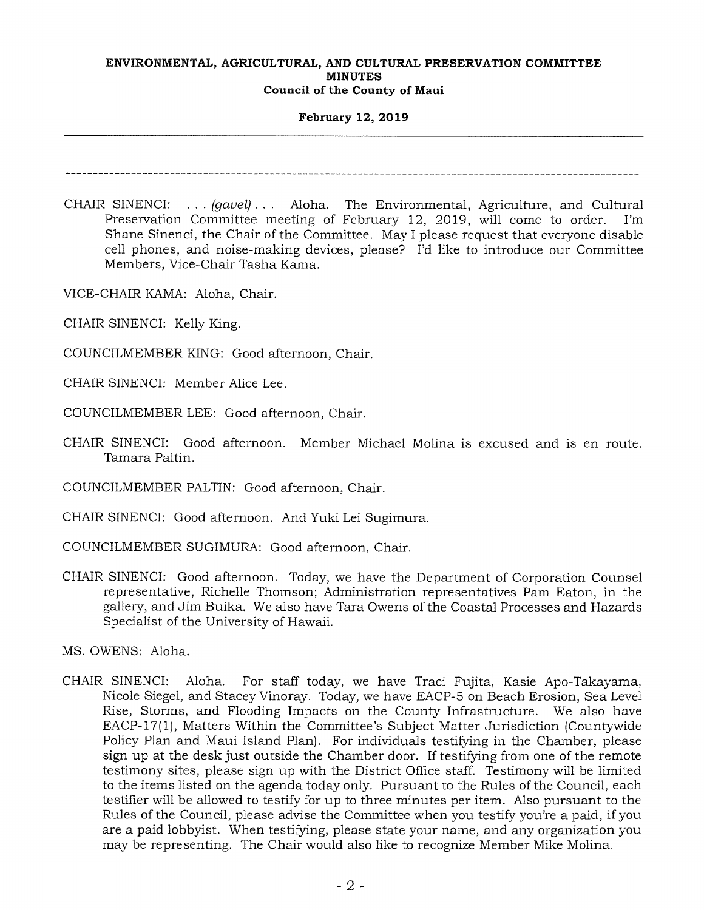CHAIR SINENCI: . . . *(gavel)* . . . Aloha. The Environmental, Agriculture, and Cultural Preservation Committee meeting of February 12, 2019, will come to order. I'm Shane Sinenci, the Chair of the Committee. May I please request that everyone disable cell phones, and noise-making devices, please? I'd like to introduce our Committee Members, Vice-Chair Tasha Kama.

VICE-CHAIR KAMA: Aloha, Chair.

CHAIR SINENCI: Kelly King.

COUNCILMEMBER KING: Good afternoon, Chair.

CHAIR SINENCI: Member Alice Lee.

COUNCILMEMBER LEE: Good afternoon, Chair.

CHAIR SINENCI: Good afternoon. Member Michael Molina is excused and is en route. Tamara Paltin.

COUNCILMEMBER PALTIN: Good afternoon, Chair.

CHAIR SINENCI: Good afternoon. And Yuki Lei Sugimura.

COUNCILMEMBER SUGIMURA: Good afternoon, Chair.

CHAIR SINENCI: Good afternoon. Today, we have the Department of Corporation Counsel representative, Richelle Thomson; Administration representatives Pam Eaton, in the gallery, and Jim Buika. We also have Tara Owens of the Coastal Processes and Hazards Specialist of the University of Hawaii.

MS. OWENS: Aloha.

CHAIR SINENCI: Aloha. For staff today, we have Traci Fujita, Kasie Apo-Takayama, Nicole Siegel, and Stacey Vinoray. Today, we have EACP-5 on Beach Erosion, Sea Level Rise, Storms, and Flooding Impacts on the County Infrastructure. We also have EACP-17(1), Matters Within the Committee's Subject Matter Jurisdiction (Countywide Policy Plan and Maui Island Plan). For individuals testifying in the Chamber, please sign up at the desk just outside the Chamber door. If testifying from one of the remote testimony sites, please sign up with the District Office staff. Testimony will be limited to the items listed on the agenda today only. Pursuant to the Rules of the Council, each testifier will be allowed to testify for up to three minutes per item. Also pursuant to the Rules of the Council, please advise the Committee when you testify you're a paid, if you are a paid lobbyist. When testifying, please state your name, and any organization you may be representing. The Chair would also like to recognize Member Mike Molina.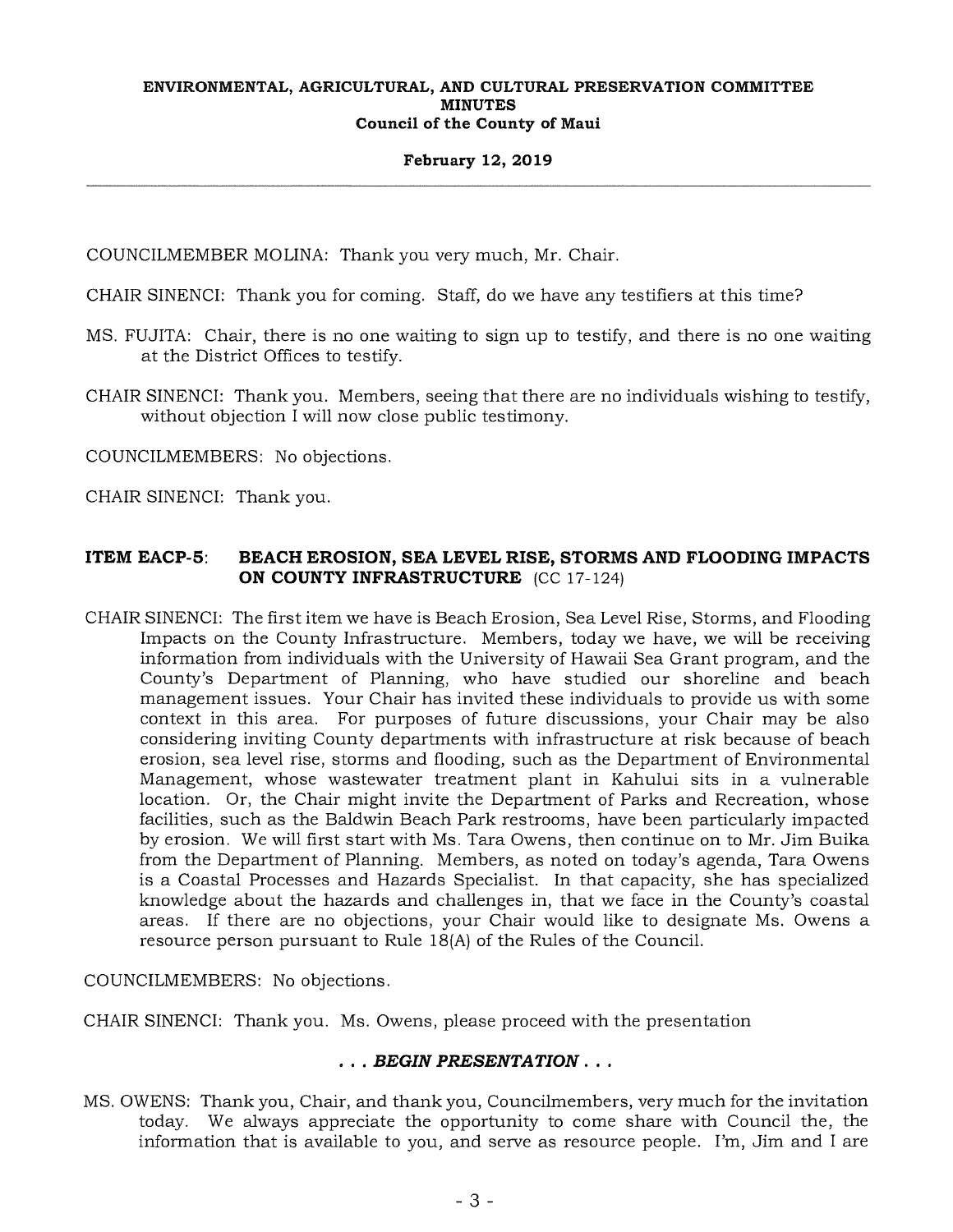COUNCILMEMBER MOLINA: Thank you very much, Mr. Chair.

CHAIR SINENCI: Thank you for coming. Staff, do we have any testifiers at this time?

MS. FUJITA: Chair, there is no one waiting to sign up to testify, and there is no one waiting at the District Offices to testify.

CHAIR SINENCI: Thank you. Members, seeing that there are no individuals wishing to testify, without objection I will now close public testimony.

COUNCILMEMBERS: No objections.

CHAIR SINENCI: Thank you.

**ITEM EACP-5: BEACH EROSION, SEA LEVEL RISE, STORMS AND FLOODING IMPACTS ON COUNTY INFRASTRUCTURE** (CC 17-124)

CHAIR SINENCI: The first item we have is Beach Erosion, Sea Level Rise, Storms, and Flooding Impacts on the County Infrastructure. Members, today we have, we will be receiving information from individuals with the University of Hawaii Sea Grant program, and the County's Department of Planning, who have studied our shoreline and beach management issues. Your Chair has invited these individuals to provide us with some context in this area. For purposes of future discussions, your Chair may be also considering inviting County departments with infrastructure at risk because of beach erosion, sea level rise, storms and flooding, such as the Department of Environmental Management, whose wastewater treatment plant in Kahului sits in a vulnerable location. Or, the Chair might invite the Department of Parks and Recreation, whose facilities, such as the Baldwin Beach Park restrooms, have been particularly impacted by erosion. We will first start with Ms. Tara Owens, then continue on to Mr. Jim Buika from the Department of Planning. Members, as noted on today's agenda, Tara Owens is a Coastal Processes and Hazards Specialist. In that capacity, she has specialized knowledge about the hazards and challenges in, that we face in the County's coastal areas. If there are no objections, your Chair would like to designate Ms. Owens a resource person pursuant to Rule 18(A) of the Rules of the Council.

COUNCILMEMBERS: No objections.

CHAIR SINENCI: Thank you. Ms. Owens, please proceed with the presentation

***. . . BEGIN PRESENTATION . . .***

MS. OWENS: Thank you, Chair, and thank you, Councilmembers, very much for the invitation today. We always appreciate the opportunity to come share with Council the, the information that is available to you, and serve as resource people. I'm, Jim and I are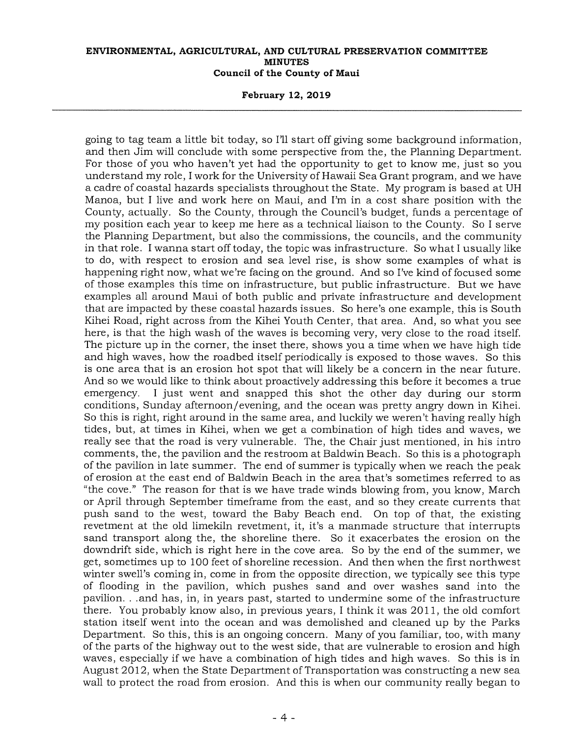going to tag team a little bit today, so I'll start off giving some background information, and then Jim will conclude with some perspective from the, the Planning Department. For those of you who haven't yet had the opportunity to get to know me, just so you understand my role, I work for the University of Hawaii Sea Grant program, and we have a cadre of coastal hazards specialists throughout the State. My program is based at UH Manoa, but I live and work here on Maui, and I'm in a cost share position with the County, actually. So the County, through the Council's budget, funds a percentage of my position each year to keep me here as a technical liaison to the County. So I serve the Planning Department, but also the commissions, the councils, and the community in that role. I wanna start off today, the topic was infrastructure. So what I usually like to do, with respect to erosion and sea level rise, is show some examples of what is happening right now, what we're facing on the ground. And so I've kind of focused some of those examples this time on infrastructure, but public infrastructure. But we have examples all around Maui of both public and private infrastructure and development that are impacted by these coastal hazards issues. So here's one example, this is South Kihei Road, right across from the Kihei Youth Center, that area. And, so what you see here, is that the high wash of the waves is becoming very, very close to the road itself. The picture up in the corner, the inset there, shows you a time when we have high tide and high waves, how the roadbed itself periodically is exposed to those waves. So this is one area that is an erosion hot spot that will likely be a concern in the near future. And so we would like to think about proactively addressing this before it becomes a true emergency. I just went and snapped this shot the other day during our storm conditions, Sunday afternoon/evening, and the ocean was pretty angry down in Kihei. So this is right, right around in the same area, and luckily we weren't having really high tides, but, at times in Kihei, when we get a combination of high tides and waves, we really see that the road is very vulnerable. The, the Chair just mentioned, in his intro comments, the, the pavilion and the restroom at Baldwin Beach. So this is a photograph of the pavilion in late summer. The end of summer is typically when we reach the peak of erosion at the east end of Baldwin Beach in the area that's sometimes referred to as "the cove." The reason for that is we have trade winds blowing from, you know, March or April through September timeframe from the east, and so they create currents that push sand to the west, toward the Baby Beach end. On top of that, the existing revetment at the old limekiln revetment, it, it's a manmade structure that interrupts sand transport along the, the shoreline there. So it exacerbates the erosion on the downdrift side, which is right here in the cove area. So by the end of the summer, we get, sometimes up to 100 feet of shoreline recession. And then when the first northwest winter swell's coming in, come in from the opposite direction, we typically see this type of flooding in the pavilion, which pushes sand and over washes sand into the pavilion. . .and has, in, in years past, started to undermine some of the infrastructure there. You probably know also, in previous years, I think it was 2011, the old comfort station itself went into the ocean and was demolished and cleaned up by the Parks Department. So this, this is an ongoing concern. Many of you familiar, too, with many of the parts of the highway out to the west side, that are vulnerable to erosion and high waves, especially if we have a combination of high tides and high waves. So this is in August 2012, when the State Department of Transportation was constructing a new sea wall to protect the road from erosion. And this is when our community really began to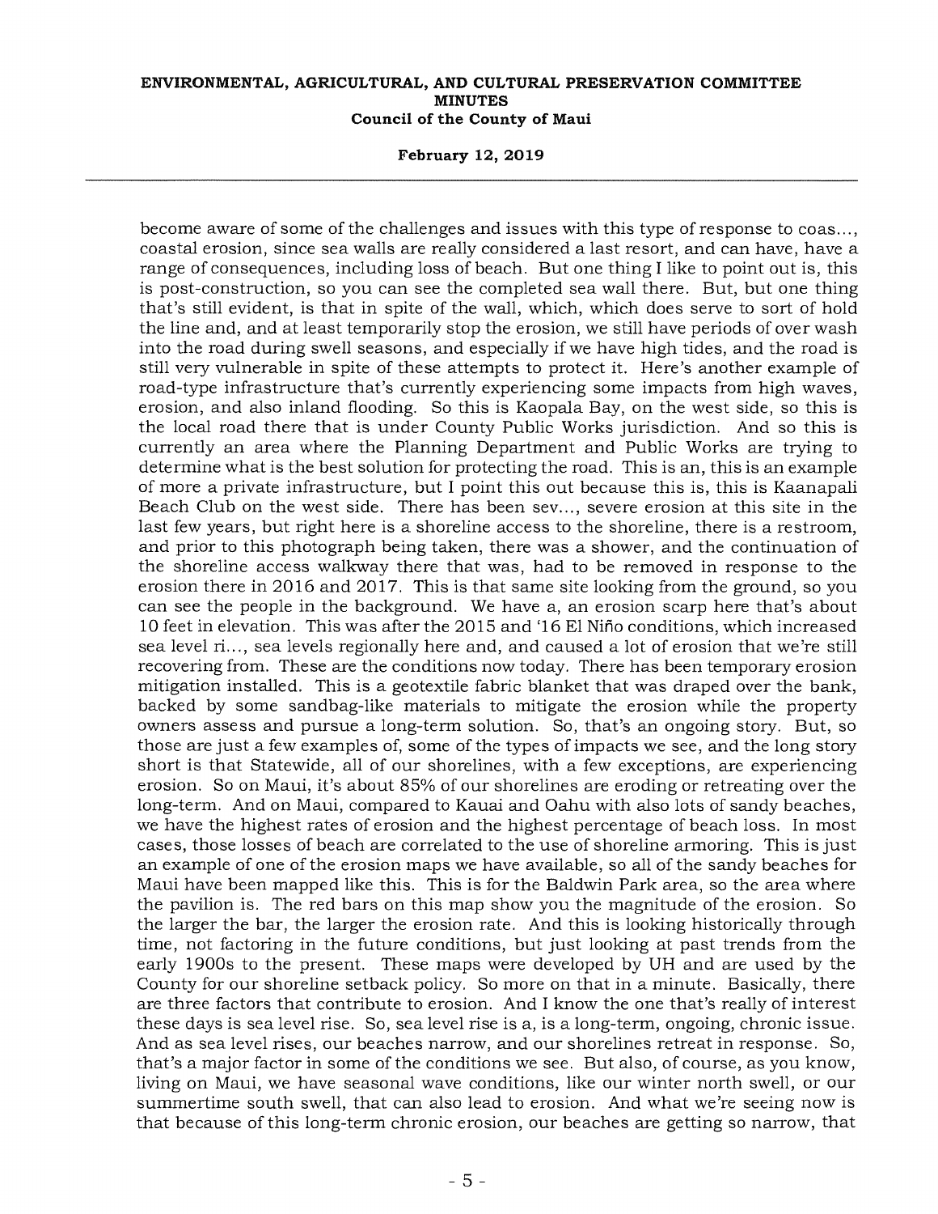become aware of some of the challenges and issues with this type of response to coas..., coastal erosion, since sea walls are really considered a last resort, and can have, have a range of consequences, including loss of beach. But one thing I like to point out is, this is post-construction, so you can see the completed sea wall there. But, but one thing that's still evident, is that in spite of the wall, which, which does serve to sort of hold the line and, and at least temporarily stop the erosion, we still have periods of over wash into the road during swell seasons, and especially if we have high tides, and the road is still very vulnerable in spite of these attempts to protect it. Here's another example of road-type infrastructure that's currently experiencing some impacts from high waves, erosion, and also inland flooding. So this is Kaopala Bay, on the west side, so this is the local road there that is under County Public Works jurisdiction. And so this is currently an area where the Planning Department and Public Works are trying to determine what is the best solution for protecting the road. This is an, this is an example of more a private infrastructure, but I point this out because this is, this is Kaanapali Beach Club on the west side. There has been sev..., severe erosion at this site in the last few years, but right here is a shoreline access to the shoreline, there is a restroom, and prior to this photograph being taken, there was a shower, and the continuation of the shoreline access walkway there that was, had to be removed in response to the erosion there in 2016 and 2017. This is that same site looking from the ground, so you can see the people in the background. We have a, an erosion scarp here that's about 10 feet in elevation. This was after the 2015 and '16 El Niño conditions, which increased sea level ri..., sea levels regionally here and, and caused a lot of erosion that we're still recovering from. These are the conditions now today. There has been temporary erosion mitigation installed. This is a geotextile fabric blanket that was draped over the bank, backed by some sandbag-like materials to mitigate the erosion while the property owners assess and pursue a long-term solution. So, that's an ongoing story. But, so those are just a few examples of, some of the types of impacts we see, and the long story short is that Statewide, all of our shorelines, with a few exceptions, are experiencing erosion. So on Maui, it's about 85% of our shorelines are eroding or retreating over the long-term. And on Maui, compared to Kauai and Oahu with also lots of sandy beaches, we have the highest rates of erosion and the highest percentage of beach loss. In most cases, those losses of beach are correlated to the use of shoreline armoring. This is just an example of one of the erosion maps we have available, so all of the sandy beaches for Maui have been mapped like this. This is for the Baldwin Park area, so the area where the pavilion is. The red bars on this map show you the magnitude of the erosion. So the larger the bar, the larger the erosion rate. And this is looking historically through time, not factoring in the future conditions, but just looking at past trends from the early 1900s to the present. These maps were developed by UH and are used by the County for our shoreline setback policy. So more on that in a minute. Basically, there are three factors that contribute to erosion. And I know the one that's really of interest these days is sea level rise. So, sea level rise is a, is a long-term, ongoing, chronic issue. And as sea level rises, our beaches narrow, and our shorelines retreat in response. So, that's a major factor in some of the conditions we see. But also, of course, as you know, living on Maui, we have seasonal wave conditions, like our winter north swell, or our summertime south swell, that can also lead to erosion. And what we're seeing now is that because of this long-term chronic erosion, our beaches are getting so narrow, that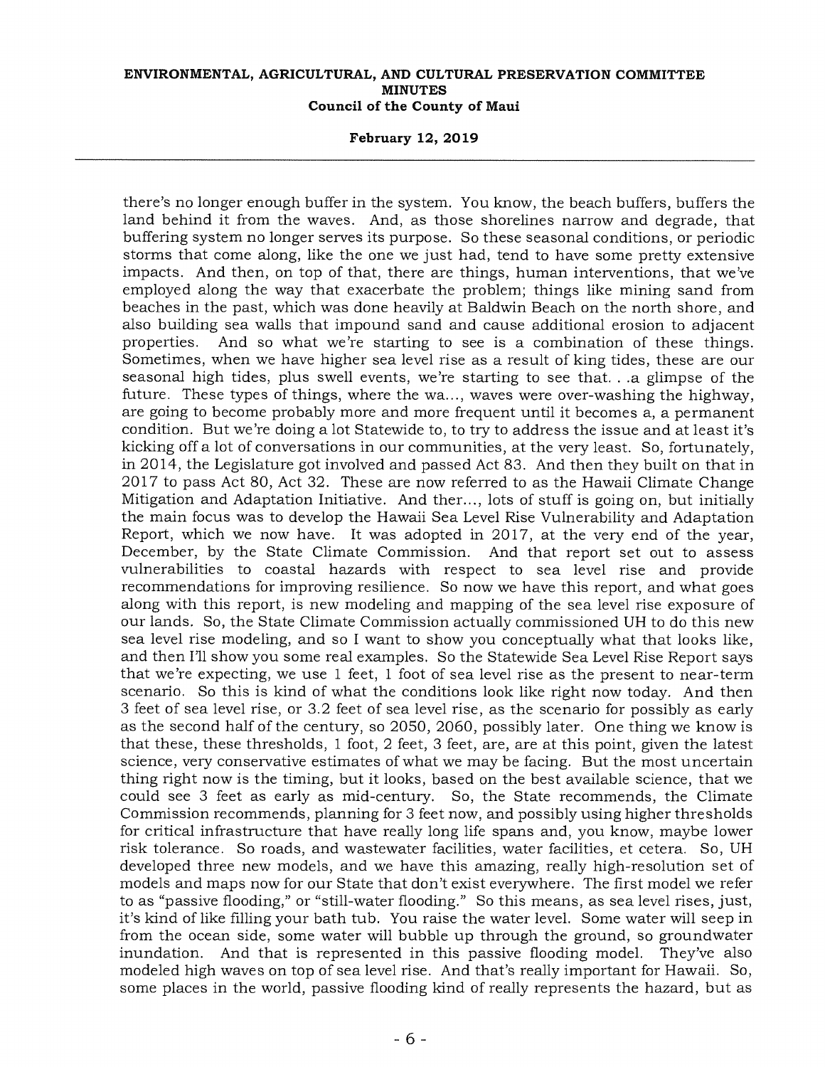there's no longer enough buffer in the system. You know, the beach buffers, buffers the land behind it from the waves. And, as those shorelines narrow and degrade, that buffering system no longer serves its purpose. So these seasonal conditions, or periodic storms that come along, like the one we just had, tend to have some pretty extensive impacts. And then, on top of that, there are things, human interventions, that we've employed along the way that exacerbate the problem; things like mining sand from beaches in the past, which was done heavily at Baldwin Beach on the north shore, and also building sea walls that impound sand and cause additional erosion to adjacent properties. And so what we're starting to see is a combination of these things. Sometimes, when we have higher sea level rise as a result of king tides, these are our seasonal high tides, plus swell events, we're starting to see that. . .a glimpse of the future. These types of things, where the wa..., waves were over-washing the highway, are going to become probably more and more frequent until it becomes a, a permanent condition. But we're doing a lot Statewide to, to try to address the issue and at least it's kicking off a lot of conversations in our communities, at the very least. So, fortunately, in 2014, the Legislature got involved and passed Act 83. And then they built on that in 2017 to pass Act 80, Act 32. These are now referred to as the Hawaii Climate Change Mitigation and Adaptation Initiative. And ther..., lots of stuff is going on, but initially the main focus was to develop the Hawaii Sea Level Rise Vulnerability and Adaptation Report, which we now have. It was adopted in 2017, at the very end of the year, December, by the State Climate Commission. And that report set out to assess vulnerabilities to coastal hazards with respect to sea level rise and provide recommendations for improving resilience. So now we have this report, and what goes along with this report, is new modeling and mapping of the sea level rise exposure of our lands. So, the State Climate Commission actually commissioned UH to do this new sea level rise modeling, and so I want to show you conceptually what that looks like, and then I'll show you some real examples. So the Statewide Sea Level Rise Report says that we're expecting, we use 1 feet, 1 foot of sea level rise as the present to near-term scenario. So this is kind of what the conditions look like right now today. And then 3 feet of sea level rise, or 3.2 feet of sea level rise, as the scenario for possibly as early as the second half of the century, so 2050, 2060, possibly later. One thing we know is that these, these thresholds, 1 foot, 2 feet, 3 feet, are, are at this point, given the latest science, very conservative estimates of what we may be facing. But the most uncertain thing right now is the timing, but it looks, based on the best available science, that we could see 3 feet as early as mid-century. So, the State recommends, the Climate Commission recommends, planning for 3 feet now, and possibly using higher thresholds for critical infrastructure that have really long life spans and, you know, maybe lower risk tolerance. So roads, and wastewater facilities, water facilities, et cetera. So, UH developed three new models, and we have this amazing, really high-resolution set of models and maps now for our State that don't exist everywhere. The first model we refer to as "passive flooding," or "still-water flooding." So this means, as sea level rises, just, it's kind of like filling your bath tub. You raise the water level. Some water will seep in from the ocean side, some water will bubble up through the ground, so groundwater inundation. And that is represented in this passive flooding model. They've also modeled high waves on top of sea level rise. And that's really important for Hawaii. So, some places in the world, passive flooding kind of really represents the hazard, but as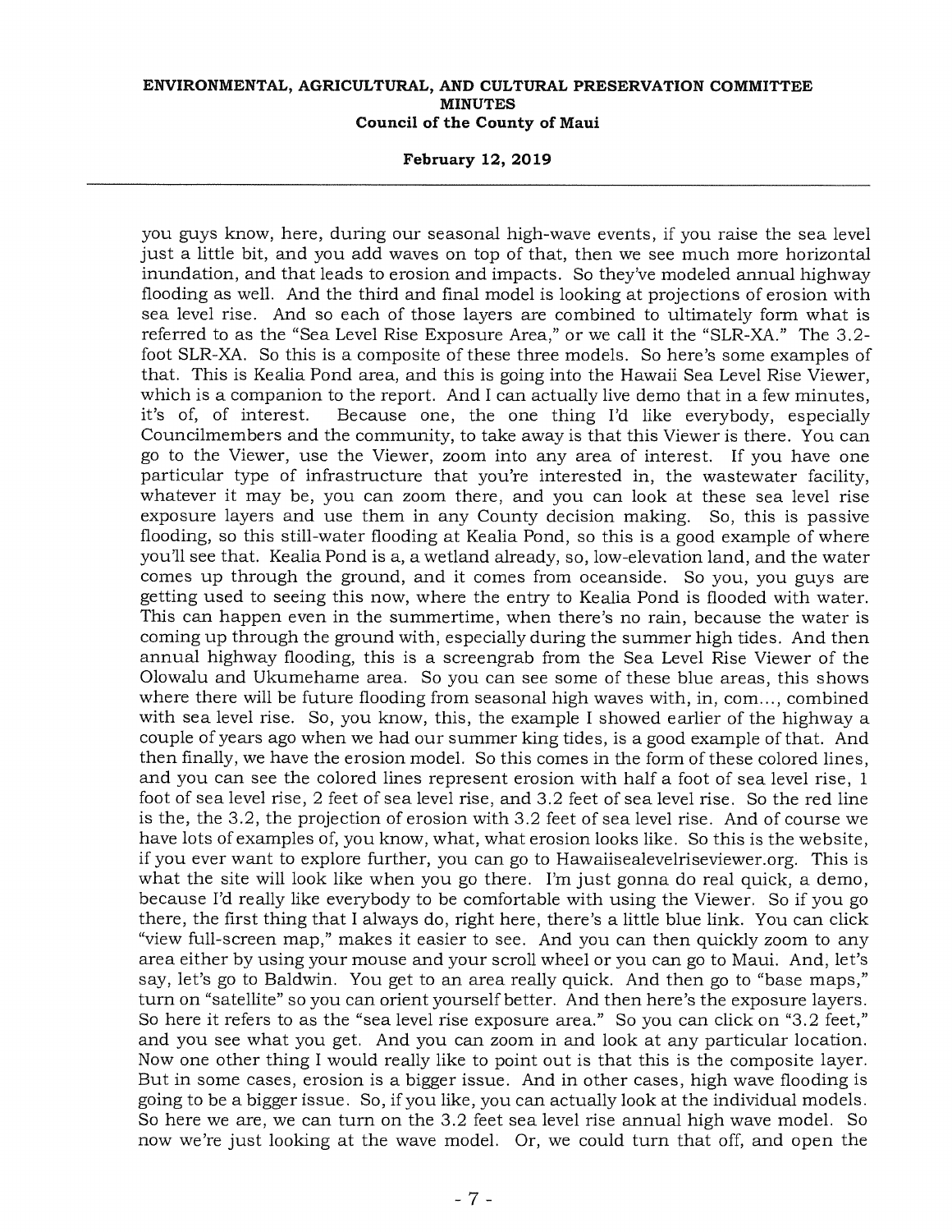you guys know, here, during our seasonal high-wave events, if you raise the sea level just a little bit, and you add waves on top of that, then we see much more horizontal inundation, and that leads to erosion and impacts. So they've modeled annual highway flooding as well. And the third and final model is looking at projections of erosion with sea level rise. And so each of those layers are combined to ultimately form what is referred to as the "Sea Level Rise Exposure Area," or we call it the "SLR-XA." The 3.2-foot SLR-XA. So this is a composite of these three models. So here's some examples of that. This is Kealia Pond area, and this is going into the Hawaii Sea Level Rise Viewer, which is a companion to the report. And I can actually live demo that in a few minutes, it's of, of interest. Because one, the one thing I'd like everybody, especially Councilmembers and the community, to take away is that this Viewer is there. You can go to the Viewer, use the Viewer, zoom into any area of interest. If you have one particular type of infrastructure that you're interested in, the wastewater facility, whatever it may be, you can zoom there, and you can look at these sea level rise exposure layers and use them in any County decision making. So, this is passive flooding, so this still-water flooding at Kealia Pond, so this is a good example of where you'll see that. Kealia Pond is a, a wetland already, so, low-elevation land, and the water comes up through the ground, and it comes from oceanside. So you, you guys are getting used to seeing this now, where the entry to Kealia Pond is flooded with water. This can happen even in the summertime, when there's no rain, because the water is coming up through the ground with, especially during the summer high tides. And then annual highway flooding, this is a screengrab from the Sea Level Rise Viewer of the Olowalu and Ukumehame area. So you can see some of these blue areas, this shows where there will be future flooding from seasonal high waves with, in, com..., combined with sea level rise. So, you know, this, the example I showed earlier of the highway a couple of years ago when we had our summer king tides, is a good example of that. And then finally, we have the erosion model. So this comes in the form of these colored lines, and you can see the colored lines represent erosion with half a foot of sea level rise, 1 foot of sea level rise, 2 feet of sea level rise, and 3.2 feet of sea level rise. So the red line is the, the 3.2, the projection of erosion with 3.2 feet of sea level rise. And of course we have lots of examples of, you know, what, what erosion looks like. So this is the website, if you ever want to explore further, you can go to Hawaiisealevelriseviewer.org. This is what the site will look like when you go there. I'm just gonna do real quick, a demo, because I'd really like everybody to be comfortable with using the Viewer. So if you go there, the first thing that I always do, right here, there's a little blue link. You can click "view full-screen map," makes it easier to see. And you can then quickly zoom to any area either by using your mouse and your scroll wheel or you can go to Maui. And, let's say, let's go to Baldwin. You get to an area really quick. And then go to "base maps," turn on "satellite" so you can orient yourself better. And then here's the exposure layers. So here it refers to as the "sea level rise exposure area." So you can click on "3.2 feet," and you see what you get. And you can zoom in and look at any particular location. Now one other thing I would really like to point out is that this is the composite layer. But in some cases, erosion is a bigger issue. And in other cases, high wave flooding is going to be a bigger issue. So, if you like, you can actually look at the individual models. So here we are, we can turn on the 3.2 feet sea level rise annual high wave model. So now we're just looking at the wave model. Or, we could turn that off, and open the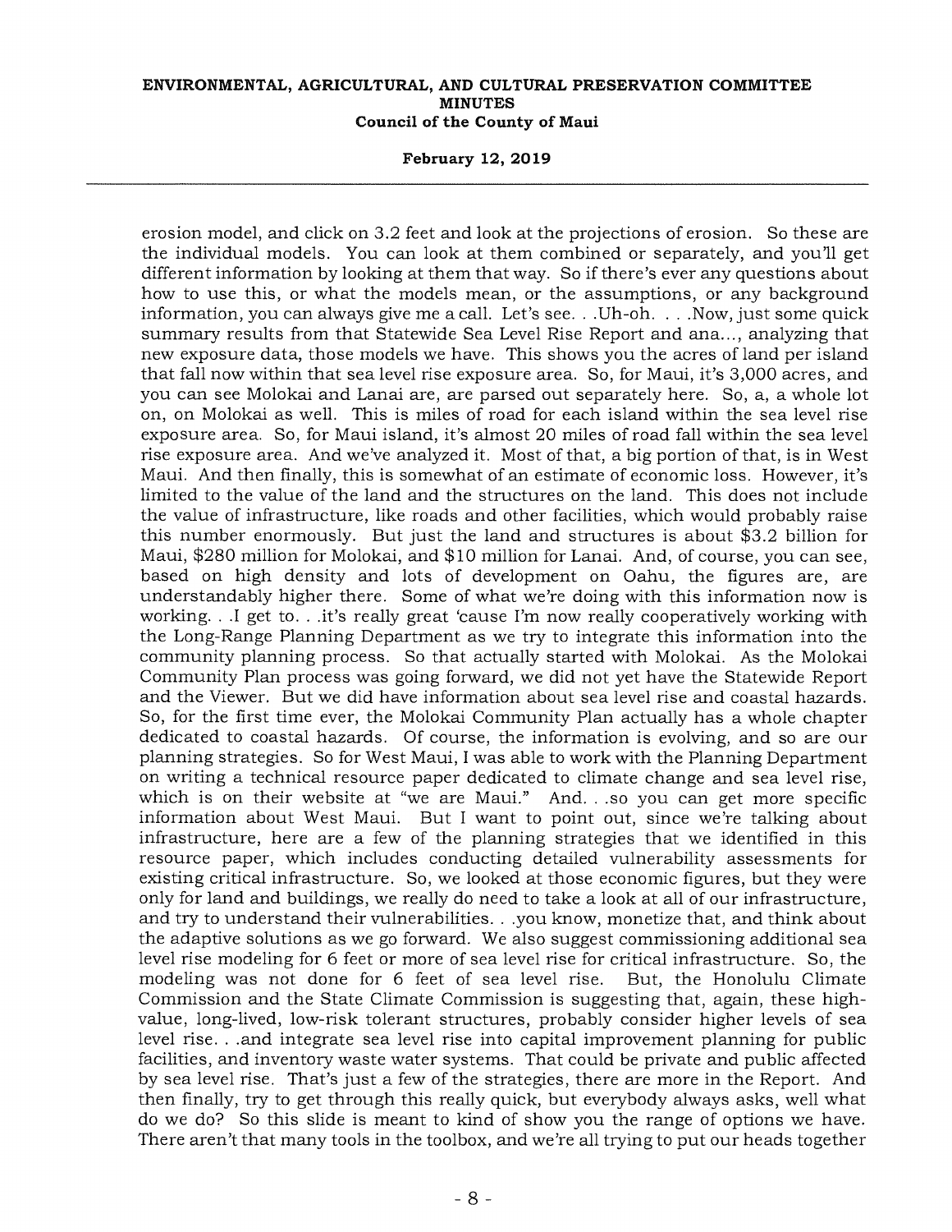erosion model, and click on 3.2 feet and look at the projections of erosion. So these are the individual models. You can look at them combined or separately, and you'll get different information by looking at them that way. So if there's ever any questions about how to use this, or what the models mean, or the assumptions, or any background information, you can always give me a call. Let's see. . .Uh-oh. . . .Now, just some quick summary results from that Statewide Sea Level Rise Report and ana..., analyzing that new exposure data, those models we have. This shows you the acres of land per island that fall now within that sea level rise exposure area. So, for Maui, it's 3,000 acres, and you can see Molokai and Lanai are, are parsed out separately here. So, a, a whole lot on, on Molokai as well. This is miles of road for each island within the sea level rise exposure area. So, for Maui island, it's almost 20 miles of road fall within the sea level rise exposure area. And we've analyzed it. Most of that, a big portion of that, is in West Maui. And then finally, this is somewhat of an estimate of economic loss. However, it's limited to the value of the land and the structures on the land. This does not include the value of infrastructure, like roads and other facilities, which would probably raise this number enormously. But just the land and structures is about $3.2 billion for Maui, $280 million for Molokai, and $10 million for Lanai. And, of course, you can see, based on high density and lots of development on Oahu, the figures are, are understandably higher there. Some of what we're doing with this information now is working. . .I get to. . .it's really great 'cause I'm now really cooperatively working with the Long-Range Planning Department as we try to integrate this information into the community planning process. So that actually started with Molokai. As the Molokai Community Plan process was going forward, we did not yet have the Statewide Report and the Viewer. But we did have information about sea level rise and coastal hazards. So, for the first time ever, the Molokai Community Plan actually has a whole chapter dedicated to coastal hazards. Of course, the information is evolving, and so are our planning strategies. So for West Maui, I was able to work with the Planning Department on writing a technical resource paper dedicated to climate change and sea level rise, which is on their website at "we are Maui." And. . .so you can get more specific information about West Maui. But I want to point out, since we're talking about infrastructure, here are a few of the planning strategies that we identified in this resource paper, which includes conducting detailed vulnerability assessments for existing critical infrastructure. So, we looked at those economic figures, but they were only for land and buildings, we really do need to take a look at all of our infrastructure, and try to understand their vulnerabilities. . .you know, monetize that, and think about the adaptive solutions as we go forward. We also suggest commissioning additional sea level rise modeling for 6 feet or more of sea level rise for critical infrastructure. So, the modeling was not done for 6 feet of sea level rise. But, the Honolulu Climate Commission and the State Climate Commission is suggesting that, again, these high-value, long-lived, low-risk tolerant structures, probably consider higher levels of sea level rise. . .and integrate sea level rise into capital improvement planning for public facilities, and inventory waste water systems. That could be private and public affected by sea level rise. That's just a few of the strategies, there are more in the Report. And then finally, try to get through this really quick, but everybody always asks, well what do we do? So this slide is meant to kind of show you the range of options we have. There aren't that many tools in the toolbox, and we're all trying to put our heads together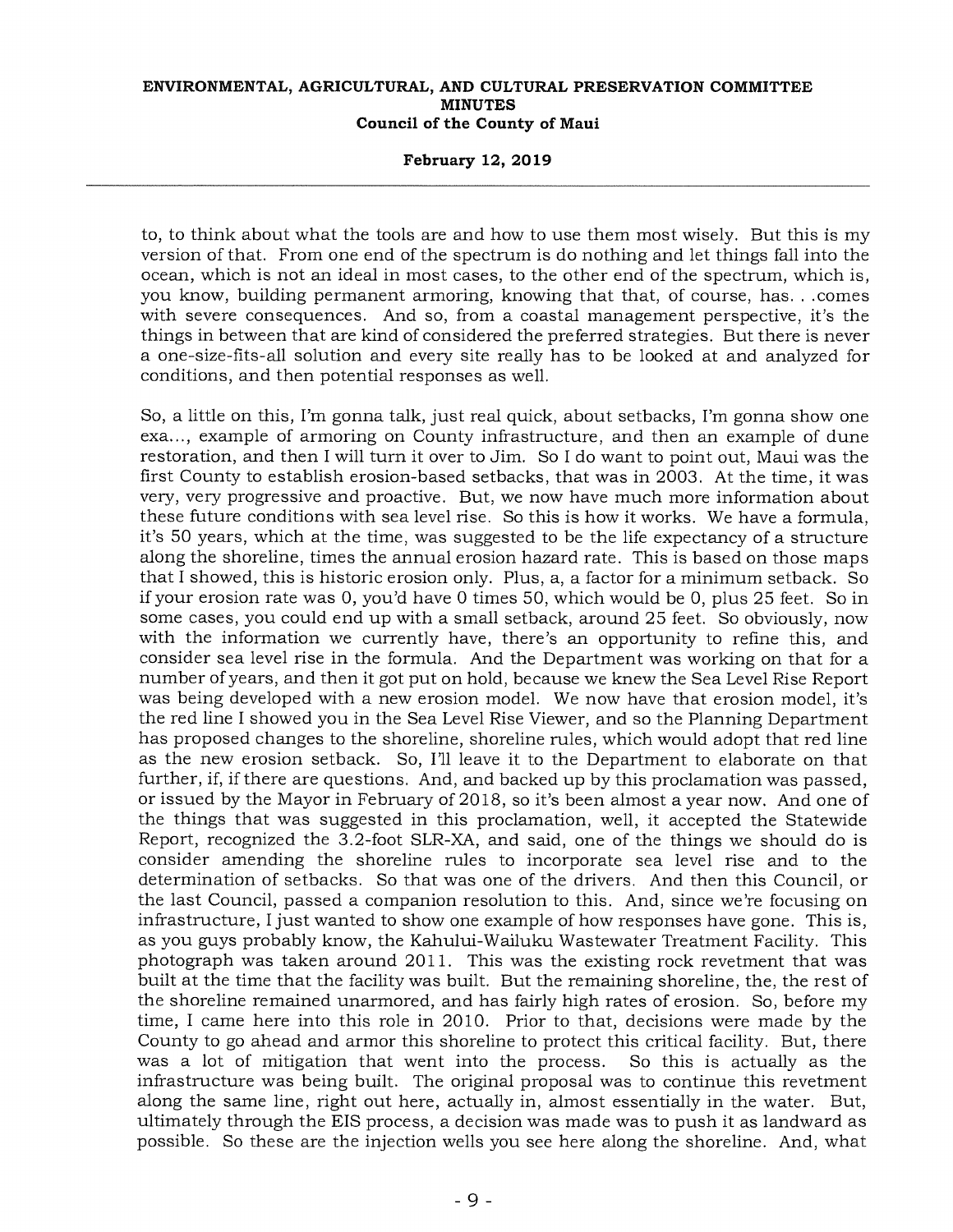to, to think about what the tools are and how to use them most wisely. But this is my version of that. From one end of the spectrum is do nothing and let things fall into the ocean, which is not an ideal in most cases, to the other end of the spectrum, which is, you know, building permanent armoring, knowing that that, of course, has. . .comes with severe consequences. And so, from a coastal management perspective, it's the things in between that are kind of considered the preferred strategies. But there is never a one-size-fits-all solution and every site really has to be looked at and analyzed for conditions, and then potential responses as well.

So, a little on this, I'm gonna talk, just real quick, about setbacks, I'm gonna show one exa..., example of armoring on County infrastructure, and then an example of dune restoration, and then I will turn it over to Jim. So I do want to point out, Maui was the first County to establish erosion-based setbacks, that was in 2003. At the time, it was very, very progressive and proactive. But, we now have much more information about these future conditions with sea level rise. So this is how it works. We have a formula, it's 50 years, which at the time, was suggested to be the life expectancy of a structure along the shoreline, times the annual erosion hazard rate. This is based on those maps that I showed, this is historic erosion only. Plus, a, a factor for a minimum setback. So if your erosion rate was 0, you'd have 0 times 50, which would be 0, plus 25 feet. So in some cases, you could end up with a small setback, around 25 feet. So obviously, now with the information we currently have, there's an opportunity to refine this, and consider sea level rise in the formula. And the Department was working on that for a number of years, and then it got put on hold, because we knew the Sea Level Rise Report was being developed with a new erosion model. We now have that erosion model, it's the red line I showed you in the Sea Level Rise Viewer, and so the Planning Department has proposed changes to the shoreline, shoreline rules, which would adopt that red line as the new erosion setback. So, I'll leave it to the Department to elaborate on that further, if, if there are questions. And, and backed up by this proclamation was passed, or issued by the Mayor in February of 2018, so it's been almost a year now. And one of the things that was suggested in this proclamation, well, it accepted the Statewide Report, recognized the 3.2-foot SLR-XA, and said, one of the things we should do is consider amending the shoreline rules to incorporate sea level rise and to the determination of setbacks. So that was one of the drivers. And then this Council, or the last Council, passed a companion resolution to this. And, since we're focusing on infrastructure, I just wanted to show one example of how responses have gone. This is, as you guys probably know, the Kahului-Wailuku Wastewater Treatment Facility. This photograph was taken around 2011. This was the existing rock revetment that was built at the time that the facility was built. But the remaining shoreline, the, the rest of the shoreline remained unarmored, and has fairly high rates of erosion. So, before my time, I came here into this role in 2010. Prior to that, decisions were made by the County to go ahead and armor this shoreline to protect this critical facility. But, there was a lot of mitigation that went into the process. So this is actually as the infrastructure was being built. The original proposal was to continue this revetment along the same line, right out here, actually in, almost essentially in the water. But, ultimately through the EIS process, a decision was made was to push it as landward as possible. So these are the injection wells you see here along the shoreline. And, what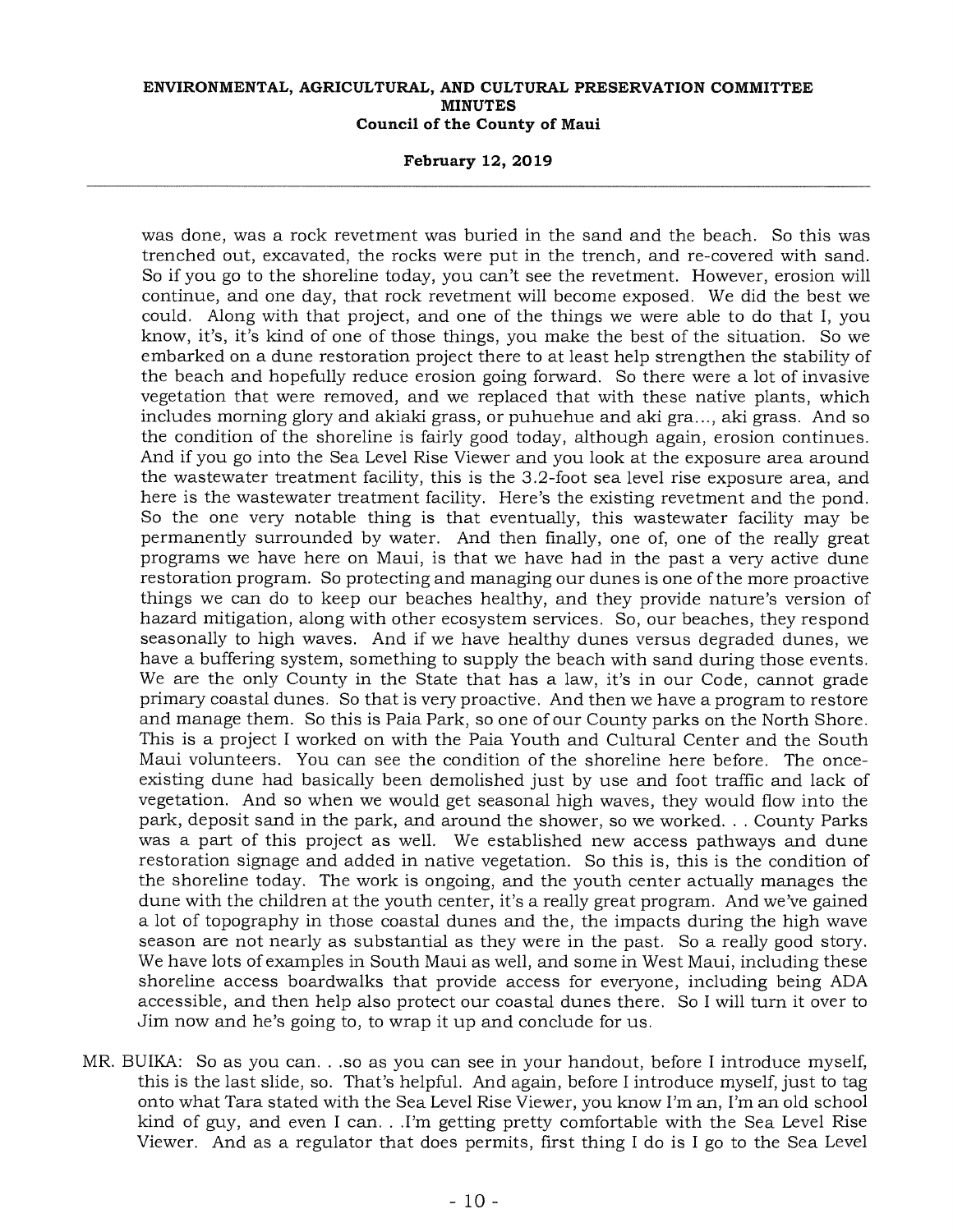was done, was a rock revetment was buried in the sand and the beach. So this was trenched out, excavated, the rocks were put in the trench, and re-covered with sand. So if you go to the shoreline today, you can't see the revetment. However, erosion will continue, and one day, that rock revetment will become exposed. We did the best we could. Along with that project, and one of the things we were able to do that I, you know, it's, it's kind of one of those things, you make the best of the situation. So we embarked on a dune restoration project there to at least help strengthen the stability of the beach and hopefully reduce erosion going forward. So there were a lot of invasive vegetation that were removed, and we replaced that with these native plants, which includes morning glory and akiaki grass, or puhuehue and aki gra..., aki grass. And so the condition of the shoreline is fairly good today, although again, erosion continues. And if you go into the Sea Level Rise Viewer and you look at the exposure area around the wastewater treatment facility, this is the 3.2-foot sea level rise exposure area, and here is the wastewater treatment facility. Here's the existing revetment and the pond. So the one very notable thing is that eventually, this wastewater facility may be permanently surrounded by water. And then finally, one of, one of the really great programs we have here on Maui, is that we have had in the past a very active dune restoration program. So protecting and managing our dunes is one of the more proactive things we can do to keep our beaches healthy, and they provide nature's version of hazard mitigation, along with other ecosystem services. So, our beaches, they respond seasonally to high waves. And if we have healthy dunes versus degraded dunes, we have a buffering system, something to supply the beach with sand during those events. We are the only County in the State that has a law, it's in our Code, cannot grade primary coastal dunes. So that is very proactive. And then we have a program to restore and manage them. So this is Paia Park, so one of our County parks on the North Shore. This is a project I worked on with the Paia Youth and Cultural Center and the South Maui volunteers. You can see the condition of the shoreline here before. The once-existing dune had basically been demolished just by use and foot traffic and lack of vegetation. And so when we would get seasonal high waves, they would flow into the park, deposit sand in the park, and around the shower, so we worked. . . County Parks was a part of this project as well. We established new access pathways and dune restoration signage and added in native vegetation. So this is, this is the condition of the shoreline today. The work is ongoing, and the youth center actually manages the dune with the children at the youth center, it's a really great program. And we've gained a lot of topography in those coastal dunes and the, the impacts during the high wave season are not nearly as substantial as they were in the past. So a really good story. We have lots of examples in South Maui as well, and some in West Maui, including these shoreline access boardwalks that provide access for everyone, including being ADA accessible, and then help also protect our coastal dunes there. So I will turn it over to Jim now and he's going to, to wrap it up and conclude for us.

MR. BUIKA: So as you can. . .so as you can see in your handout, before I introduce myself, this is the last slide, so. That's helpful. And again, before I introduce myself, just to tag onto what Tara stated with the Sea Level Rise Viewer, you know I'm an, I'm an old school kind of guy, and even I can. . .I'm getting pretty comfortable with the Sea Level Rise Viewer. And as a regulator that does permits, first thing I do is I go to the Sea Level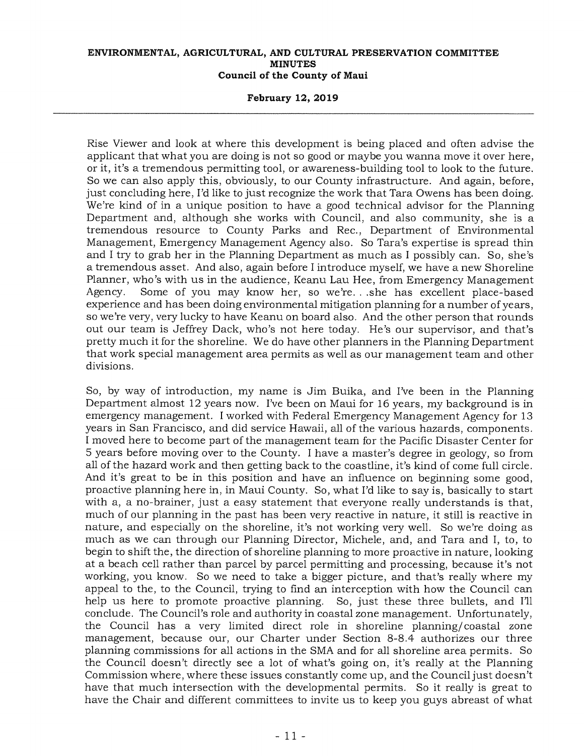Rise Viewer and look at where this development is being placed and often advise the applicant that what you are doing is not so good or maybe you wanna move it over here, or it, it's a tremendous permitting tool, or awareness-building tool to look to the future. So we can also apply this, obviously, to our County infrastructure. And again, before, just concluding here, I'd like to just recognize the work that Tara Owens has been doing. We're kind of in a unique position to have a good technical advisor for the Planning Department and, although she works with Council, and also community, she is a tremendous resource to County Parks and Rec., Department of Environmental Management, Emergency Management Agency also. So Tara's expertise is spread thin and I try to grab her in the Planning Department as much as I possibly can. So, she's a tremendous asset. And also, again before I introduce myself, we have a new Shoreline Planner, who's with us in the audience, Keanu Lau Hee, from Emergency Management Agency. Some of you may know her, so we're. . .she has excellent place-based experience and has been doing environmental mitigation planning for a number of years, so we're very, very lucky to have Keanu on board also. And the other person that rounds out our team is Jeffrey Dack, who's not here today. He's our supervisor, and that's pretty much it for the shoreline. We do have other planners in the Planning Department that work special management area permits as well as our management team and other divisions.

So, by way of introduction, my name is Jim Buika, and I've been in the Planning Department almost 12 years now. I've been on Maui for 16 years, my background is in emergency management. I worked with Federal Emergency Management Agency for 13 years in San Francisco, and did service Hawaii, all of the various hazards, components. I moved here to become part of the management team for the Pacific Disaster Center for 5 years before moving over to the County. I have a master's degree in geology, so from all of the hazard work and then getting back to the coastline, it's kind of come full circle. And it's great to be in this position and have an influence on beginning some good, proactive planning here in, in Maui County. So, what I'd like to say is, basically to start with a, a no-brainer, just a easy statement that everyone really understands is that, much of our planning in the past has been very reactive in nature, it still is reactive in nature, and especially on the shoreline, it's not working very well. So we're doing as much as we can through our Planning Director, Michele, and, and Tara and I, to, to begin to shift the, the direction of shoreline planning to more proactive in nature, looking at a beach cell rather than parcel by parcel permitting and processing, because it's not working, you know. So we need to take a bigger picture, and that's really where my appeal to the, to the Council, trying to find an interception with how the Council can help us here to promote proactive planning. So, just these three bullets, and I'll conclude. The Council's role and authority in coastal zone management. Unfortunately, the Council has a very limited direct role in shoreline planning/coastal zone management, because our, our Charter under Section 8-8.4 authorizes our three planning commissions for all actions in the SMA and for all shoreline area permits. So the Council doesn't directly see a lot of what's going on, it's really at the Planning Commission where, where these issues constantly come up, and the Council just doesn't have that much intersection with the developmental permits. So it really is great to have the Chair and different committees to invite us to keep you guys abreast of what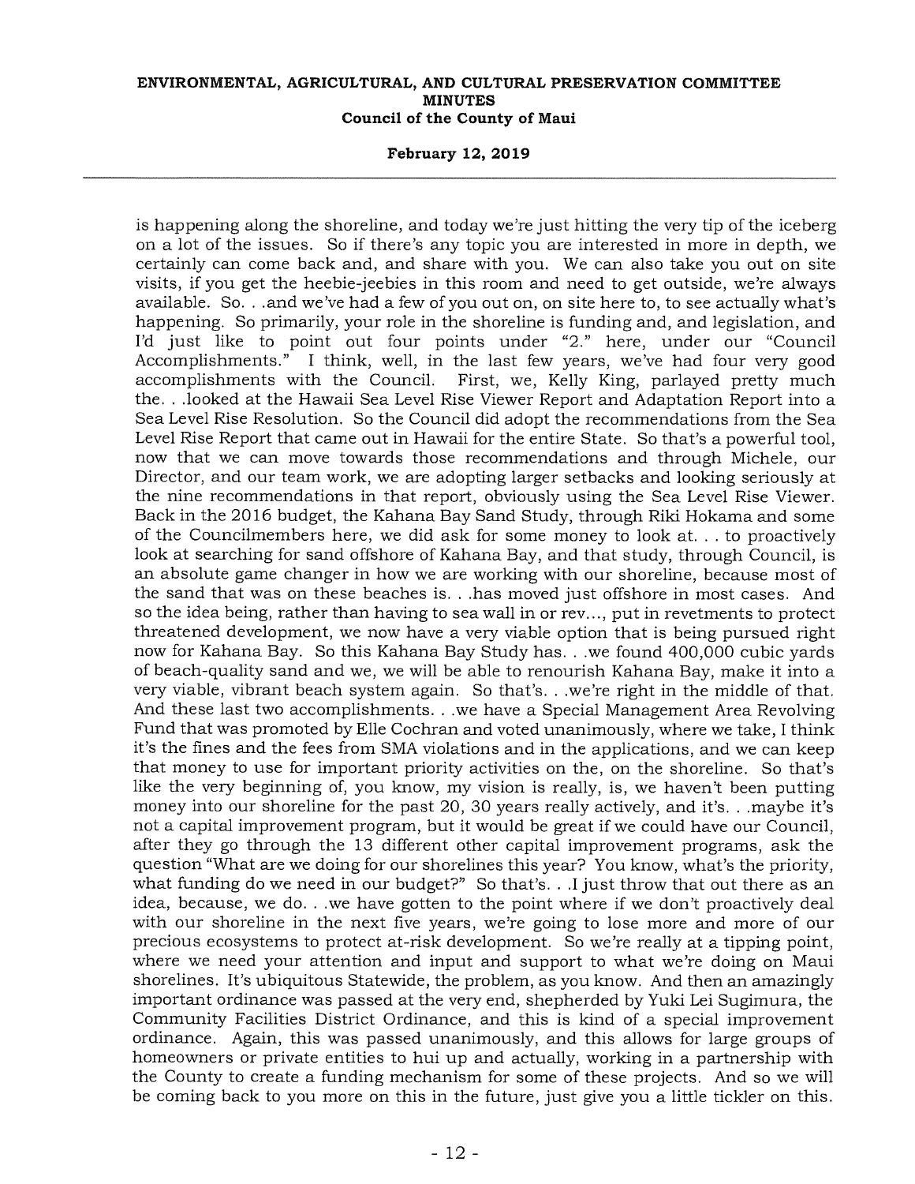is happening along the shoreline, and today we're just hitting the very tip of the iceberg on a lot of the issues. So if there's any topic you are interested in more in depth, we certainly can come back and, and share with you. We can also take you out on site visits, if you get the heebie-jeebies in this room and need to get outside, we're always available. So. . .and we've had a few of you out on, on site here to, to see actually what's happening. So primarily, your role in the shoreline is funding and, and legislation, and I'd just like to point out four points under "2." here, under our "Council Accomplishments." I think, well, in the last few years, we've had four very good accomplishments with the Council. First, we, Kelly King, parlayed pretty much the. . .looked at the Hawaii Sea Level Rise Viewer Report and Adaptation Report into a Sea Level Rise Resolution. So the Council did adopt the recommendations from the Sea Level Rise Report that came out in Hawaii for the entire State. So that's a powerful tool, now that we can move towards those recommendations and through Michele, our Director, and our team work, we are adopting larger setbacks and looking seriously at the nine recommendations in that report, obviously using the Sea Level Rise Viewer. Back in the 2016 budget, the Kahana Bay Sand Study, through Riki Hokama and some of the Councilmembers here, we did ask for some money to look at. . . to proactively look at searching for sand offshore of Kahana Bay, and that study, through Council, is an absolute game changer in how we are working with our shoreline, because most of the sand that was on these beaches is. . .has moved just offshore in most cases. And so the idea being, rather than having to sea wall in or rev..., put in revetments to protect threatened development, we now have a very viable option that is being pursued right now for Kahana Bay. So this Kahana Bay Study has. . .we found 400,000 cubic yards of beach-quality sand and we, we will be able to renourish Kahana Bay, make it into a very viable, vibrant beach system again. So that's. . .we're right in the middle of that. And these last two accomplishments. . .we have a Special Management Area Revolving Fund that was promoted by Elle Cochran and voted unanimously, where we take, I think it's the fines and the fees from SMA violations and in the applications, and we can keep that money to use for important priority activities on the, on the shoreline. So that's like the very beginning of, you know, my vision is really, is, we haven't been putting money into our shoreline for the past 20, 30 years really actively, and it's. . .maybe it's not a capital improvement program, but it would be great if we could have our Council, after they go through the 13 different other capital improvement programs, ask the question "What are we doing for our shorelines this year? You know, what's the priority, what funding do we need in our budget?" So that's. . .I just throw that out there as an idea, because, we do. . .we have gotten to the point where if we don't proactively deal with our shoreline in the next five years, we're going to lose more and more of our precious ecosystems to protect at-risk development. So we're really at a tipping point, where we need your attention and input and support to what we're doing on Maui shorelines. It's ubiquitous Statewide, the problem, as you know. And then an amazingly important ordinance was passed at the very end, shepherded by Yuki Lei Sugimura, the Community Facilities District Ordinance, and this is kind of a special improvement ordinance. Again, this was passed unanimously, and this allows for large groups of homeowners or private entities to hui up and actually, working in a partnership with the County to create a funding mechanism for some of these projects. And so we will be coming back to you more on this in the future, just give you a little tickler on this.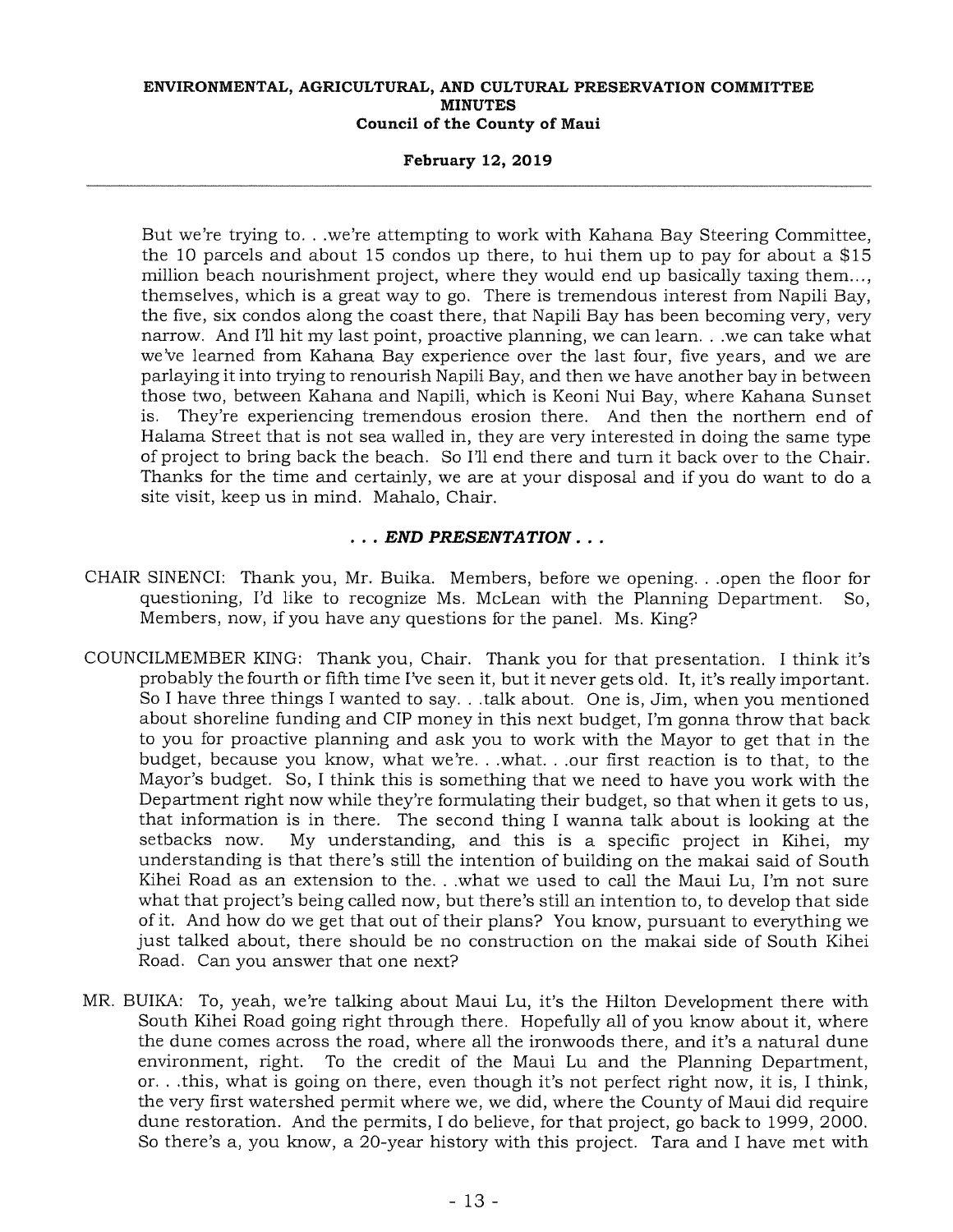But we're trying to. . .we're attempting to work with Kahana Bay Steering Committee, the 10 parcels and about 15 condos up there, to hui them up to pay for about a $15 million beach nourishment project, where they would end up basically taxing them..., themselves, which is a great way to go. There is tremendous interest from Napili Bay, the five, six condos along the coast there, that Napili Bay has been becoming very, very narrow. And I'll hit my last point, proactive planning, we can learn. . .we can take what we've learned from Kahana Bay experience over the last four, five years, and we are parlaying it into trying to renourish Napili Bay, and then we have another bay in between those two, between Kahana and Napili, which is Keoni Nui Bay, where Kahana Sunset is. They're experiencing tremendous erosion there. And then the northern end of Halama Street that is not sea walled in, they are very interested in doing the same type of project to bring back the beach. So I'll end there and turn it back over to the Chair. Thanks for the time and certainly, we are at your disposal and if you do want to do a site visit, keep us in mind. Mahalo, Chair.

***. . . END PRESENTATION . . .***

CHAIR SINENCI: Thank you, Mr. Buika. Members, before we opening. . .open the floor for questioning, I'd like to recognize Ms. McLean with the Planning Department. So, Members, now, if you have any questions for the panel. Ms. King?

COUNCILMEMBER KING: Thank you, Chair. Thank you for that presentation. I think it's probably the fourth or fifth time I've seen it, but it never gets old. It, it's really important. So I have three things I wanted to say. . .talk about. One is, Jim, when you mentioned about shoreline funding and CIP money in this next budget, I'm gonna throw that back to you for proactive planning and ask you to work with the Mayor to get that in the budget, because you know, what we're. . .what. . .our first reaction is to that, to the Mayor's budget. So, I think this is something that we need to have you work with the Department right now while they're formulating their budget, so that when it gets to us, that information is in there. The second thing I wanna talk about is looking at the setbacks now. My understanding, and this is a specific project in Kihei, my understanding is that there's still the intention of building on the makai said of South Kihei Road as an extension to the. . .what we used to call the Maui Lu, I'm not sure what that project's being called now, but there's still an intention to, to develop that side of it. And how do we get that out of their plans? You know, pursuant to everything we just talked about, there should be no construction on the makai side of South Kihei Road. Can you answer that one next?

MR. BUIKA: To, yeah, we're talking about Maui Lu, it's the Hilton Development there with South Kihei Road going right through there. Hopefully all of you know about it, where the dune comes across the road, where all the ironwoods there, and it's a natural dune environment, right. To the credit of the Maui Lu and the Planning Department, or. . .this, what is going on there, even though it's not perfect right now, it is, I think, the very first watershed permit where we, we did, where the County of Maui did require dune restoration. And the permits, I do believe, for that project, go back to 1999, 2000. So there's a, you know, a 20-year history with this project. Tara and I have met with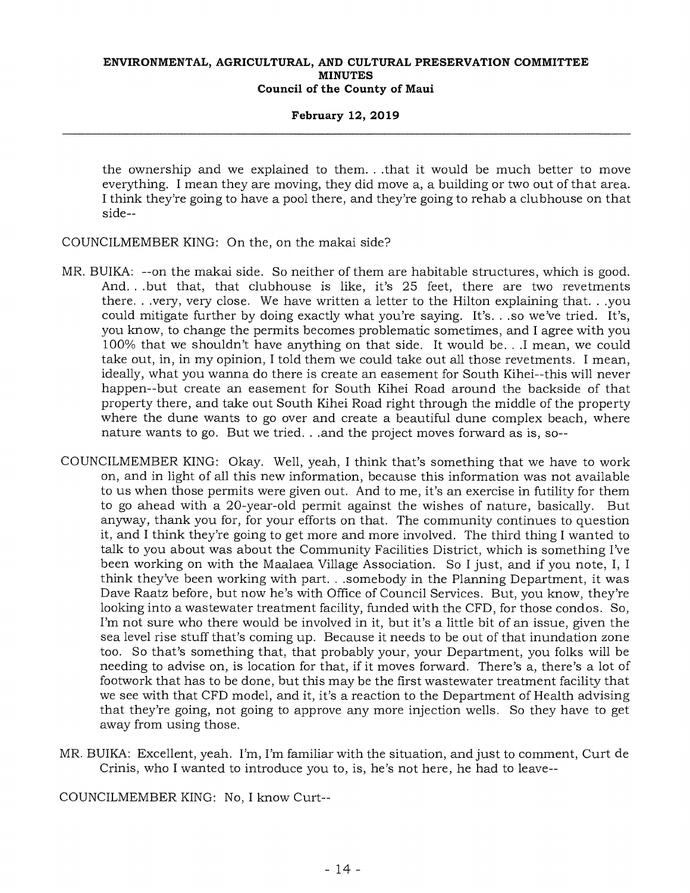the ownership and we explained to them. . .that it would be much better to move everything. I mean they are moving, they did move a, a building or two out of that area. I think they're going to have a pool there, and they're going to rehab a clubhouse on that side--

COUNCILMEMBER KING: On the, on the makai side?

MR. BUIKA: --on the makai side. So neither of them are habitable structures, which is good. And. . .but that, that clubhouse is like, it's 25 feet, there are two revetments there. . .very, very close. We have written a letter to the Hilton explaining that. . .you could mitigate further by doing exactly what you're saying. It's. . .so we've tried. It's, you know, to change the permits becomes problematic sometimes, and I agree with you 100% that we shouldn't have anything on that side. It would be. . .I mean, we could take out, in, in my opinion, I told them we could take out all those revetments. I mean, ideally, what you wanna do there is create an easement for South Kihei--this will never happen--but create an easement for South Kihei Road around the backside of that property there, and take out South Kihei Road right through the middle of the property where the dune wants to go over and create a beautiful dune complex beach, where nature wants to go. But we tried. . .and the project moves forward as is, so--

COUNCILMEMBER KING: Okay. Well, yeah, I think that's something that we have to work on, and in light of all this new information, because this information was not available to us when those permits were given out. And to me, it's an exercise in futility for them to go ahead with a 20-year-old permit against the wishes of nature, basically. But anyway, thank you for, for your efforts on that. The community continues to question it, and I think they're going to get more and more involved. The third thing I wanted to talk to you about was about the Community Facilities District, which is something I've been working on with the Maalaea Village Association. So I just, and if you note, I, I think they've been working with part. . .somebody in the Planning Department, it was Dave Raatz before, but now he's with Office of Council Services. But, you know, they're looking into a wastewater treatment facility, funded with the CFD, for those condos. So, I'm not sure who there would be involved in it, but it's a little bit of an issue, given the sea level rise stuff that's coming up. Because it needs to be out of that inundation zone too. So that's something that, that probably your, your Department, you folks will be needing to advise on, is location for that, if it moves forward. There's a, there's a lot of footwork that has to be done, but this may be the first wastewater treatment facility that we see with that CFD model, and it, it's a reaction to the Department of Health advising that they're going, not going to approve any more injection wells. So they have to get away from using those.

MR. BUIKA: Excellent, yeah. I'm, I'm familiar with the situation, and just to comment, Curt de Crinis, who I wanted to introduce you to, is, he's not here, he had to leave--

COUNCILMEMBER KING: No, I know Curt--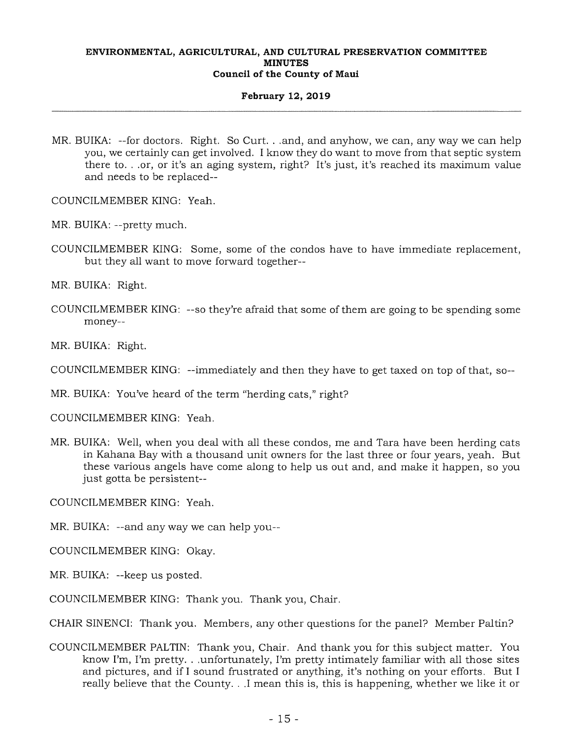MR. BUIKA: --for doctors. Right. So Curt. . .and, and anyhow, we can, any way we can help you, we certainly can get involved. I know they do want to move from that septic system there to. . .or, or it's an aging system, right? It's just, it's reached its maximum value and needs to be replaced--

COUNCILMEMBER KING: Yeah.

MR. BUIKA: --pretty much.

COUNCILMEMBER KING: Some, some of the condos have to have immediate replacement, but they all want to move forward together--

MR. BUIKA: Right.

COUNCILMEMBER KING: --so they're afraid that some of them are going to be spending some money--

MR. BUIKA: Right.

COUNCILMEMBER KING: --immediately and then they have to get taxed on top of that, so--

MR. BUIKA: You've heard of the term "herding cats," right?

COUNCILMEMBER KING: Yeah.

MR. BUIKA: Well, when you deal with all these condos, me and Tara have been herding cats in Kahana Bay with a thousand unit owners for the last three or four years, yeah. But these various angels have come along to help us out and, and make it happen, so you just gotta be persistent--

COUNCILMEMBER KING: Yeah.

MR. BUIKA: --and any way we can help you--

COUNCILMEMBER KING: Okay.

MR. BUIKA: --keep us posted.

COUNCILMEMBER KING: Thank you. Thank you, Chair.

CHAIR SINENCI: Thank you. Members, any other questions for the panel? Member Paltin?

COUNCILMEMBER PALTIN: Thank you, Chair. And thank you for this subject matter. You know I'm, I'm pretty. . .unfortunately, I'm pretty intimately familiar with all those sites and pictures, and if I sound frustrated or anything, it's nothing on your efforts. But I really believe that the County. . .I mean this is, this is happening, whether we like it or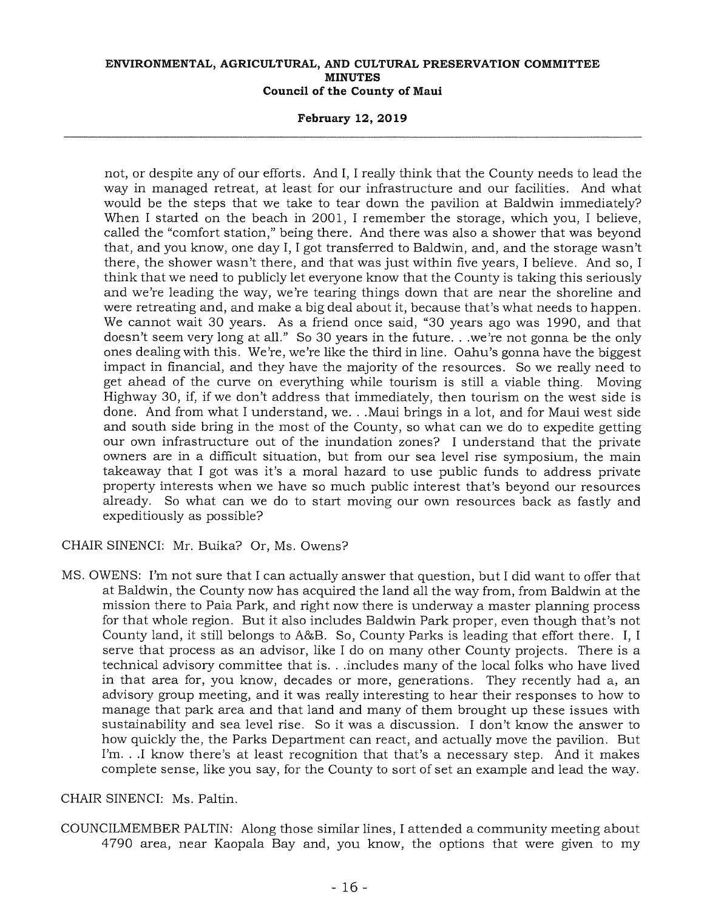not, or despite any of our efforts. And I, I really think that the County needs to lead the way in managed retreat, at least for our infrastructure and our facilities. And what would be the steps that we take to tear down the pavilion at Baldwin immediately? When I started on the beach in 2001, I remember the storage, which you, I believe, called the "comfort station," being there. And there was also a shower that was beyond that, and you know, one day I, I got transferred to Baldwin, and, and the storage wasn't there, the shower wasn't there, and that was just within five years, I believe. And so, I think that we need to publicly let everyone know that the County is taking this seriously and we're leading the way, we're tearing things down that are near the shoreline and were retreating and, and make a big deal about it, because that's what needs to happen. We cannot wait 30 years. As a friend once said, "30 years ago was 1990, and that doesn't seem very long at all." So 30 years in the future. . .we're not gonna be the only ones dealing with this. We're, we're like the third in line. Oahu's gonna have the biggest impact in financial, and they have the majority of the resources. So we really need to get ahead of the curve on everything while tourism is still a viable thing. Moving Highway 30, if, if we don't address that immediately, then tourism on the west side is done. And from what I understand, we. . .Maui brings in a lot, and for Maui west side and south side bring in the most of the County, so what can we do to expedite getting our own infrastructure out of the inundation zones? I understand that the private owners are in a difficult situation, but from our sea level rise symposium, the main takeaway that I got was it's a moral hazard to use public funds to address private property interests when we have so much public interest that's beyond our resources already. So what can we do to start moving our own resources back as fastly and expeditiously as possible?

CHAIR SINENCI: Mr. Buika? Or, Ms. Owens?

MS. OWENS: I'm not sure that I can actually answer that question, but I did want to offer that at Baldwin, the County now has acquired the land all the way from, from Baldwin at the mission there to Paia Park, and right now there is underway a master planning process for that whole region. But it also includes Baldwin Park proper, even though that's not County land, it still belongs to A&B. So, County Parks is leading that effort there. I, I serve that process as an advisor, like I do on many other County projects. There is a technical advisory committee that is. . .includes many of the local folks who have lived in that area for, you know, decades or more, generations. They recently had a, an advisory group meeting, and it was really interesting to hear their responses to how to manage that park area and that land and many of them brought up these issues with sustainability and sea level rise. So it was a discussion. I don't know the answer to how quickly the, the Parks Department can react, and actually move the pavilion. But I'm. . .I know there's at least recognition that that's a necessary step. And it makes complete sense, like you say, for the County to sort of set an example and lead the way.

CHAIR SINENCI: Ms. Paltin.

COUNCILMEMBER PALTIN: Along those similar lines, I attended a community meeting about 4790 area, near Kaopala Bay and, you know, the options that were given to my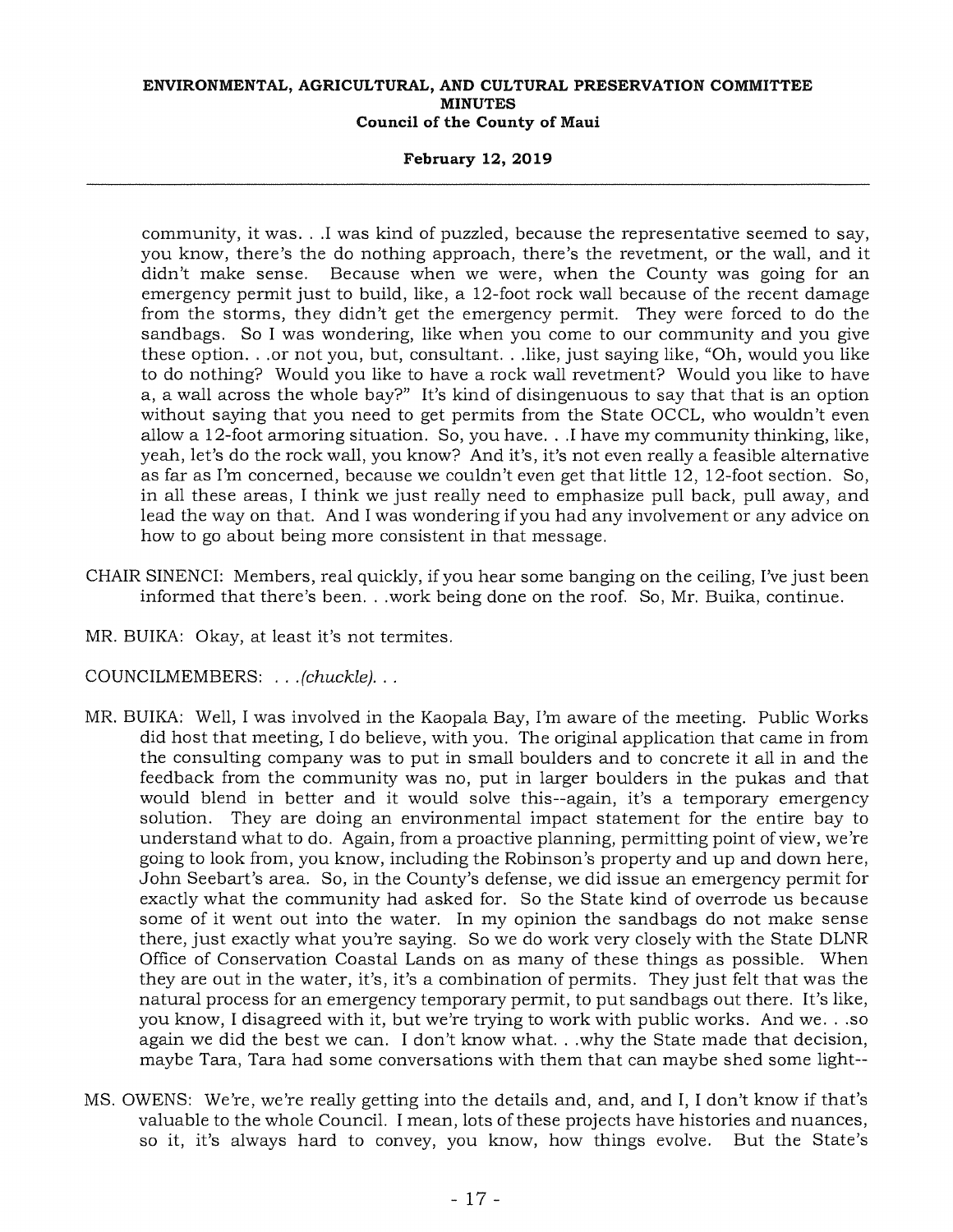community, it was. . .I was kind of puzzled, because the representative seemed to say, you know, there's the do nothing approach, there's the revetment, or the wall, and it didn't make sense. Because when we were, when the County was going for an emergency permit just to build, like, a 12-foot rock wall because of the recent damage from the storms, they didn't get the emergency permit. They were forced to do the sandbags. So I was wondering, like when you come to our community and you give these option. . .or not you, but, consultant. . .like, just saying like, "Oh, would you like to do nothing? Would you like to have a rock wall revetment? Would you like to have a, a wall across the whole bay?" It's kind of disingenuous to say that that is an option without saying that you need to get permits from the State OCCL, who wouldn't even allow a 12-foot armoring situation. So, you have. . .I have my community thinking, like, yeah, let's do the rock wall, you know? And it's, it's not even really a feasible alternative as far as I'm concerned, because we couldn't even get that little 12, 12-foot section. So, in all these areas, I think we just really need to emphasize pull back, pull away, and lead the way on that. And I was wondering if you had any involvement or any advice on how to go about being more consistent in that message.

CHAIR SINENCI: Members, real quickly, if you hear some banging on the ceiling, I've just been informed that there's been. . .work being done on the roof. So, Mr. Buika, continue.

MR. BUIKA: Okay, at least it's not termites.

COUNCILMEMBERS: . . .*(chuckle)*. . .

MR. BUIKA: Well, I was involved in the Kaopala Bay, I'm aware of the meeting. Public Works did host that meeting, I do believe, with you. The original application that came in from the consulting company was to put in small boulders and to concrete it all in and the feedback from the community was no, put in larger boulders in the pukas and that would blend in better and it would solve this--again, it's a temporary emergency solution. They are doing an environmental impact statement for the entire bay to understand what to do. Again, from a proactive planning, permitting point of view, we're going to look from, you know, including the Robinson's property and up and down here, John Seebart's area. So, in the County's defense, we did issue an emergency permit for exactly what the community had asked for. So the State kind of overrode us because some of it went out into the water. In my opinion the sandbags do not make sense there, just exactly what you're saying. So we do work very closely with the State DLNR Office of Conservation Coastal Lands on as many of these things as possible. When they are out in the water, it's, it's a combination of permits. They just felt that was the natural process for an emergency temporary permit, to put sandbags out there. It's like, you know, I disagreed with it, but we're trying to work with public works. And we. . .so again we did the best we can. I don't know what. . .why the State made that decision, maybe Tara, Tara had some conversations with them that can maybe shed some light--

MS. OWENS: We're, we're really getting into the details and, and, and I, I don't know if that's valuable to the whole Council. I mean, lots of these projects have histories and nuances, so it, it's always hard to convey, you know, how things evolve. But the State's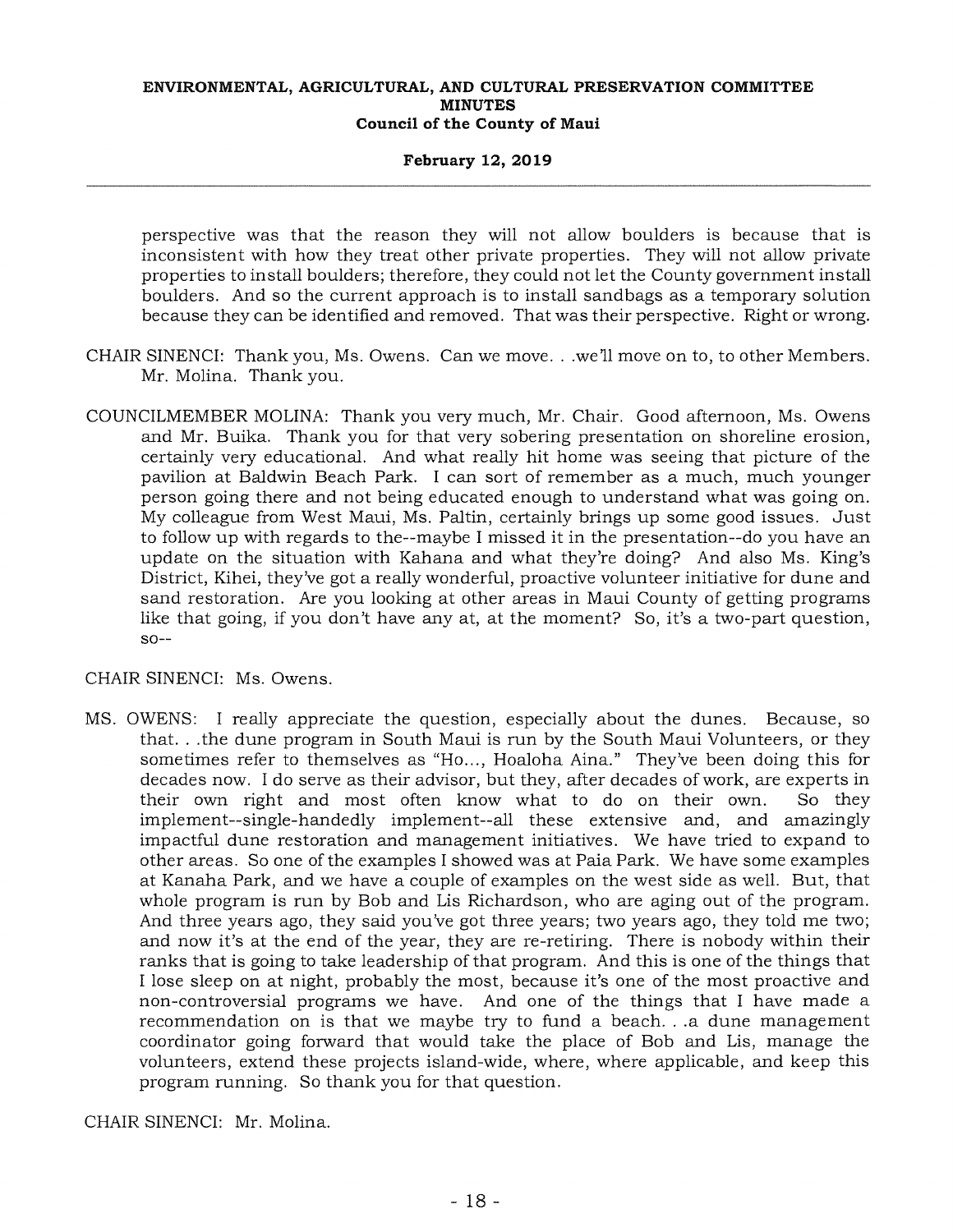perspective was that the reason they will not allow boulders is because that is inconsistent with how they treat other private properties. They will not allow private properties to install boulders; therefore, they could not let the County government install boulders. And so the current approach is to install sandbags as a temporary solution because they can be identified and removed. That was their perspective. Right or wrong.

CHAIR SINENCI: Thank you, Ms. Owens. Can we move. . .we'll move on to, to other Members. Mr. Molina. Thank you.

COUNCILMEMBER MOLINA: Thank you very much, Mr. Chair. Good afternoon, Ms. Owens and Mr. Buika. Thank you for that very sobering presentation on shoreline erosion, certainly very educational. And what really hit home was seeing that picture of the pavilion at Baldwin Beach Park. I can sort of remember as a much, much younger person going there and not being educated enough to understand what was going on. My colleague from West Maui, Ms. Paltin, certainly brings up some good issues. Just to follow up with regards to the--maybe I missed it in the presentation--do you have an update on the situation with Kahana and what they're doing? And also Ms. King's District, Kihei, they've got a really wonderful, proactive volunteer initiative for dune and sand restoration. Are you looking at other areas in Maui County of getting programs like that going, if you don't have any at, at the moment? So, it's a two-part question, so--

CHAIR SINENCI: Ms. Owens.

MS. OWENS: I really appreciate the question, especially about the dunes. Because, so that. . .the dune program in South Maui is run by the South Maui Volunteers, or they sometimes refer to themselves as "Ho..., Hoaloha Aina." They've been doing this for decades now. I do serve as their advisor, but they, after decades of work, are experts in their own right and most often know what to do on their own. So they implement--single-handedly implement--all these extensive and, and amazingly impactful dune restoration and management initiatives. We have tried to expand to other areas. So one of the examples I showed was at Paia Park. We have some examples at Kanaha Park, and we have a couple of examples on the west side as well. But, that whole program is run by Bob and Lis Richardson, who are aging out of the program. And three years ago, they said you've got three years; two years ago, they told me two; and now it's at the end of the year, they are re-retiring. There is nobody within their ranks that is going to take leadership of that program. And this is one of the things that I lose sleep on at night, probably the most, because it's one of the most proactive and non-controversial programs we have. And one of the things that I have made a recommendation on is that we maybe try to fund a beach. . .a dune management coordinator going forward that would take the place of Bob and Lis, manage the volunteers, extend these projects island-wide, where, where applicable, and keep this program running. So thank you for that question.

CHAIR SINENCI: Mr. Molina.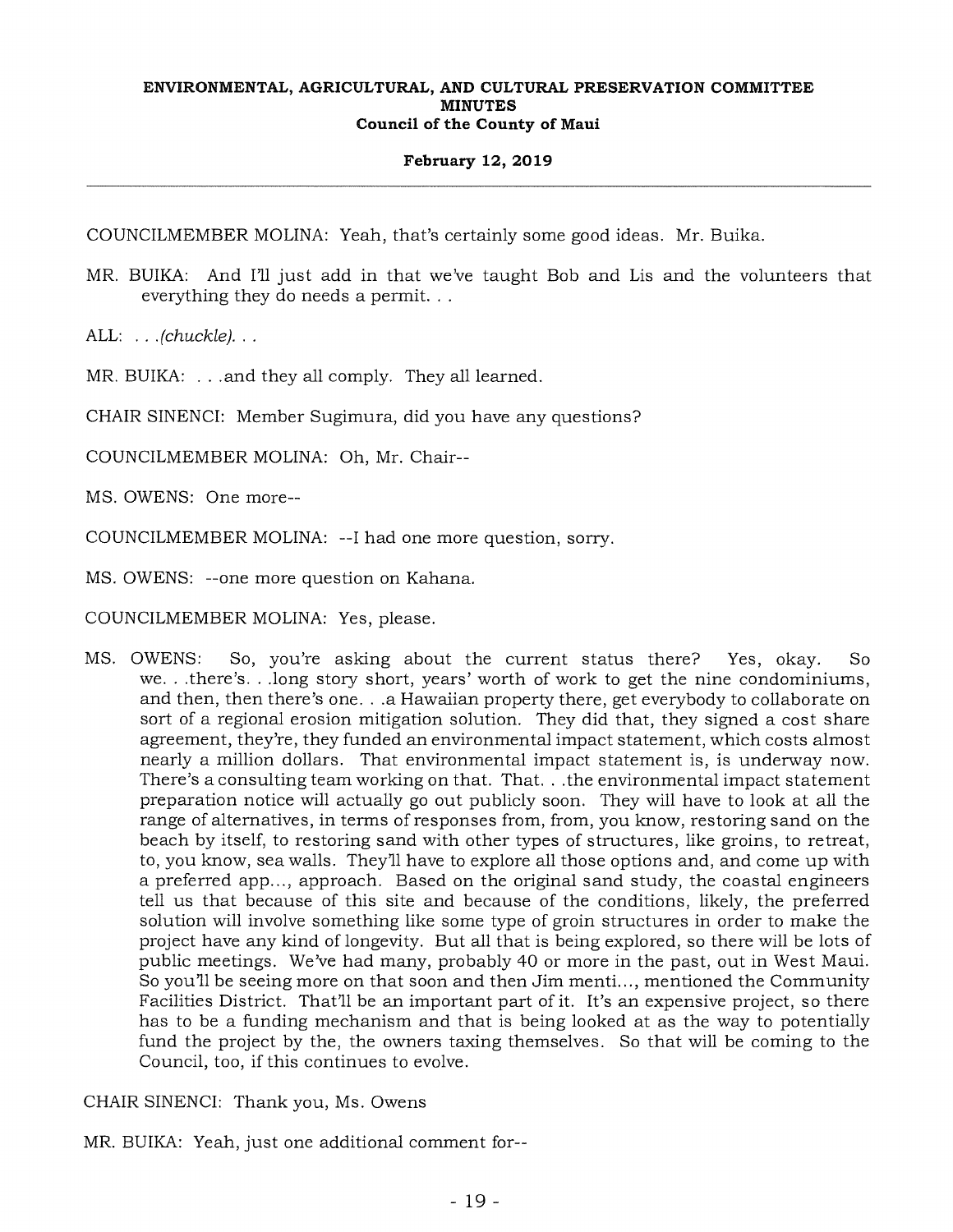COUNCILMEMBER MOLINA: Yeah, that's certainly some good ideas. Mr. Buika.

MR. BUIKA: And I'll just add in that we've taught Bob and Lis and the volunteers that everything they do needs a permit. . .

ALL: . . .*(chuckle)*. . .

MR. BUIKA: . . .and they all comply. They all learned.

CHAIR SINENCI: Member Sugimura, did you have any questions?

COUNCILMEMBER MOLINA: Oh, Mr. Chair--

MS. OWENS: One more--

COUNCILMEMBER MOLINA: --I had one more question, sorry.

MS. OWENS: --one more question on Kahana.

COUNCILMEMBER MOLINA: Yes, please.

MS. OWENS: So, you're asking about the current status there? Yes, okay. So we. . .there's. . .long story short, years' worth of work to get the nine condominiums, and then, then there's one. . .a Hawaiian property there, get everybody to collaborate on sort of a regional erosion mitigation solution. They did that, they signed a cost share agreement, they're, they funded an environmental impact statement, which costs almost nearly a million dollars. That environmental impact statement is, is underway now. There's a consulting team working on that. That. . .the environmental impact statement preparation notice will actually go out publicly soon. They will have to look at all the range of alternatives, in terms of responses from, from, you know, restoring sand on the beach by itself, to restoring sand with other types of structures, like groins, to retreat, to, you know, sea walls. They'll have to explore all those options and, and come up with a preferred app..., approach. Based on the original sand study, the coastal engineers tell us that because of this site and because of the conditions, likely, the preferred solution will involve something like some type of groin structures in order to make the project have any kind of longevity. But all that is being explored, so there will be lots of public meetings. We've had many, probably 40 or more in the past, out in West Maui. So you'll be seeing more on that soon and then Jim menti..., mentioned the Community Facilities District. That'll be an important part of it. It's an expensive project, so there has to be a funding mechanism and that is being looked at as the way to potentially fund the project by the, the owners taxing themselves. So that will be coming to the Council, too, if this continues to evolve.

CHAIR SINENCI: Thank you, Ms. Owens

MR. BUIKA: Yeah, just one additional comment for--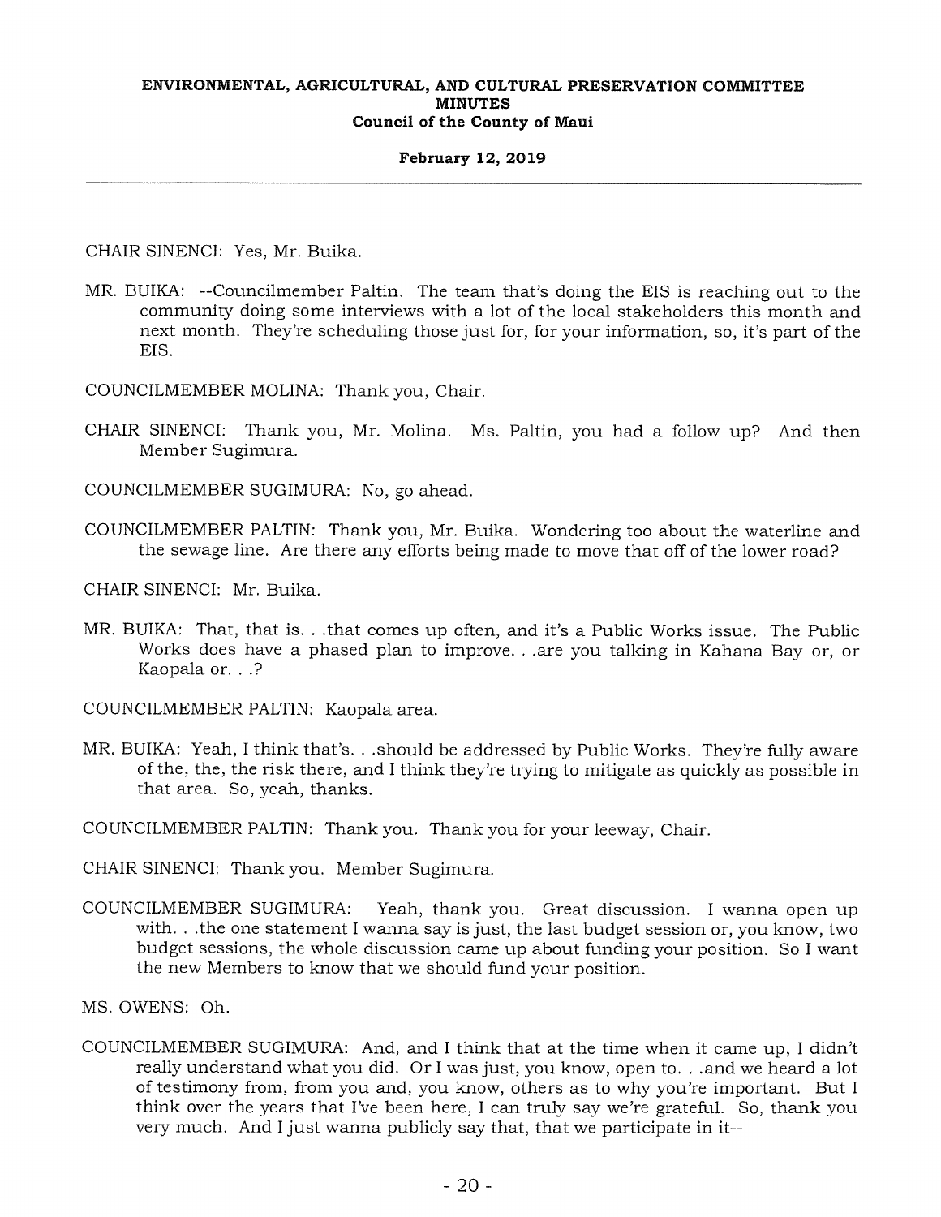CHAIR SINENCI: Yes, Mr. Buika.

MR. BUIKA: --Councilmember Paltin. The team that's doing the EIS is reaching out to the community doing some interviews with a lot of the local stakeholders this month and next month. They're scheduling those just for, for your information, so, it's part of the EIS.

COUNCILMEMBER MOLINA: Thank you, Chair.

CHAIR SINENCI: Thank you, Mr. Molina. Ms. Paltin, you had a follow up? And then Member Sugimura.

COUNCILMEMBER SUGIMURA: No, go ahead.

COUNCILMEMBER PALTIN: Thank you, Mr. Buika. Wondering too about the waterline and the sewage line. Are there any efforts being made to move that off of the lower road?

CHAIR SINENCI: Mr. Buika.

MR. BUIKA: That, that is. . .that comes up often, and it's a Public Works issue. The Public Works does have a phased plan to improve. . .are you talking in Kahana Bay or, or Kaopala or. . .?

COUNCILMEMBER PALTIN: Kaopala area.

MR. BUIKA: Yeah, I think that's. . .should be addressed by Public Works. They're fully aware of the, the, the risk there, and I think they're trying to mitigate as quickly as possible in that area. So, yeah, thanks.

COUNCILMEMBER PALTIN: Thank you. Thank you for your leeway, Chair.

CHAIR SINENCI: Thank you. Member Sugimura.

COUNCILMEMBER SUGIMURA: Yeah, thank you. Great discussion. I wanna open up with. . .the one statement I wanna say is just, the last budget session or, you know, two budget sessions, the whole discussion came up about funding your position. So I want the new Members to know that we should fund your position.

MS. OWENS: Oh.

COUNCILMEMBER SUGIMURA: And, and I think that at the time when it came up, I didn't really understand what you did. Or I was just, you know, open to. . .and we heard a lot of testimony from, from you and, you know, others as to why you're important. But I think over the years that I've been here, I can truly say we're grateful. So, thank you very much. And I just wanna publicly say that, that we participate in it--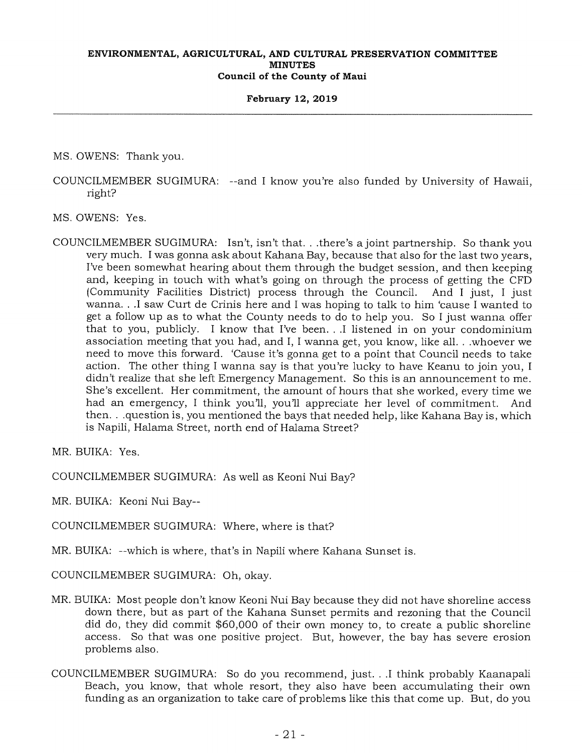MS. OWENS: Thank you.

COUNCILMEMBER SUGIMURA: --and I know you're also funded by University of Hawaii, right?

MS. OWENS: Yes.

COUNCILMEMBER SUGIMURA: Isn't, isn't that. . .there's a joint partnership. So thank you very much. I was gonna ask about Kahana Bay, because that also for the last two years, I've been somewhat hearing about them through the budget session, and then keeping and, keeping in touch with what's going on through the process of getting the CFD (Community Facilities District) process through the Council. And I just, I just wanna. . .I saw Curt de Crinis here and I was hoping to talk to him 'cause I wanted to get a follow up as to what the County needs to do to help you. So I just wanna offer that to you, publicly. I know that I've been. . .I listened in on your condominium association meeting that you had, and I, I wanna get, you know, like all. . .whoever we need to move this forward. 'Cause it's gonna get to a point that Council needs to take action. The other thing I wanna say is that you're lucky to have Keanu to join you, I didn't realize that she left Emergency Management. So this is an announcement to me. She's excellent. Her commitment, the amount of hours that she worked, every time we had an emergency, I think you'll, you'll appreciate her level of commitment. And then. . .question is, you mentioned the bays that needed help, like Kahana Bay is, which is Napili, Halama Street, north end of Halama Street?

MR. BUIKA: Yes.

COUNCILMEMBER SUGIMURA: As well as Keoni Nui Bay?

MR. BUIKA: Keoni Nui Bay--

COUNCILMEMBER SUGIMURA: Where, where is that?

MR. BUIKA: --which is where, that's in Napili where Kahana Sunset is.

COUNCILMEMBER SUGIMURA: Oh, okay.

MR. BUIKA: Most people don't know Keoni Nui Bay because they did not have shoreline access down there, but as part of the Kahana Sunset permits and rezoning that the Council did do, they did commit $60,000 of their own money to, to create a public shoreline access. So that was one positive project. But, however, the bay has severe erosion problems also.

COUNCILMEMBER SUGIMURA: So do you recommend, just. . .I think probably Kaanapali Beach, you know, that whole resort, they also have been accumulating their own funding as an organization to take care of problems like this that come up. But, do you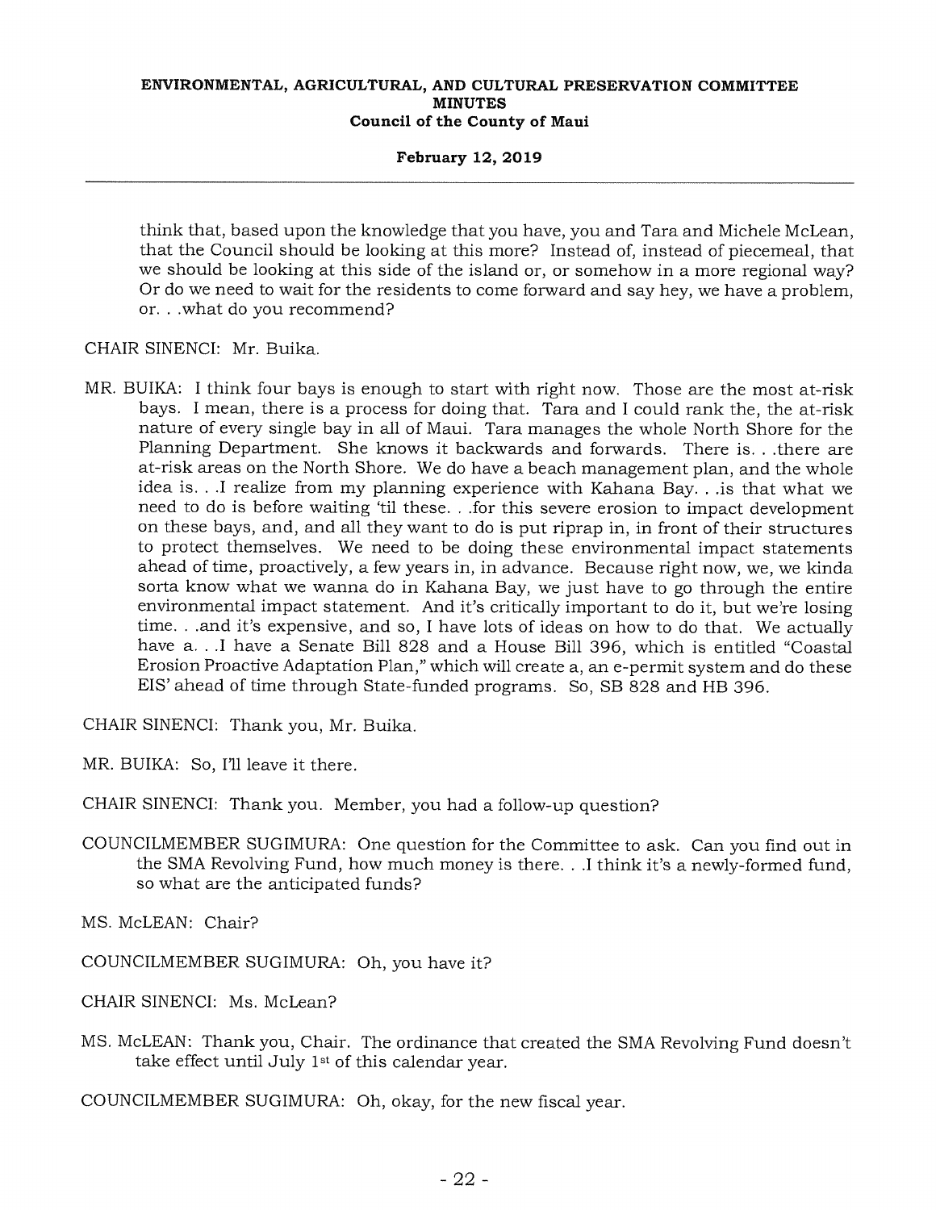think that, based upon the knowledge that you have, you and Tara and Michele McLean, that the Council should be looking at this more? Instead of, instead of piecemeal, that we should be looking at this side of the island or, or somehow in a more regional way? Or do we need to wait for the residents to come forward and say hey, we have a problem, or. . .what do you recommend?

CHAIR SINENCI: Mr. Buika.

MR. BUIKA: I think four bays is enough to start with right now. Those are the most at-risk bays. I mean, there is a process for doing that. Tara and I could rank the, the at-risk nature of every single bay in all of Maui. Tara manages the whole North Shore for the Planning Department. She knows it backwards and forwards. There is. . .there are at-risk areas on the North Shore. We do have a beach management plan, and the whole idea is. . .I realize from my planning experience with Kahana Bay. . .is that what we need to do is before waiting 'til these. . .for this severe erosion to impact development on these bays, and, and all they want to do is put riprap in, in front of their structures to protect themselves. We need to be doing these environmental impact statements ahead of time, proactively, a few years in, in advance. Because right now, we, we kinda sorta know what we wanna do in Kahana Bay, we just have to go through the entire environmental impact statement. And it's critically important to do it, but we're losing time. . .and it's expensive, and so, I have lots of ideas on how to do that. We actually have a. . .I have a Senate Bill 828 and a House Bill 396, which is entitled "Coastal Erosion Proactive Adaptation Plan," which will create a, an e-permit system and do these EIS' ahead of time through State-funded programs. So, SB 828 and HB 396.

CHAIR SINENCI: Thank you, Mr. Buika.

MR. BUIKA: So, I'll leave it there.

CHAIR SINENCI: Thank you. Member, you had a follow-up question?

COUNCILMEMBER SUGIMURA: One question for the Committee to ask. Can you find out in the SMA Revolving Fund, how much money is there. . .I think it's a newly-formed fund, so what are the anticipated funds?

MS. McLEAN: Chair?

COUNCILMEMBER SUGIMURA: Oh, you have it?

CHAIR SINENCI: Ms. McLean?

MS. McLEAN: Thank you, Chair. The ordinance that created the SMA Revolving Fund doesn't take effect until July 1st of this calendar year.

COUNCILMEMBER SUGIMURA: Oh, okay, for the new fiscal year.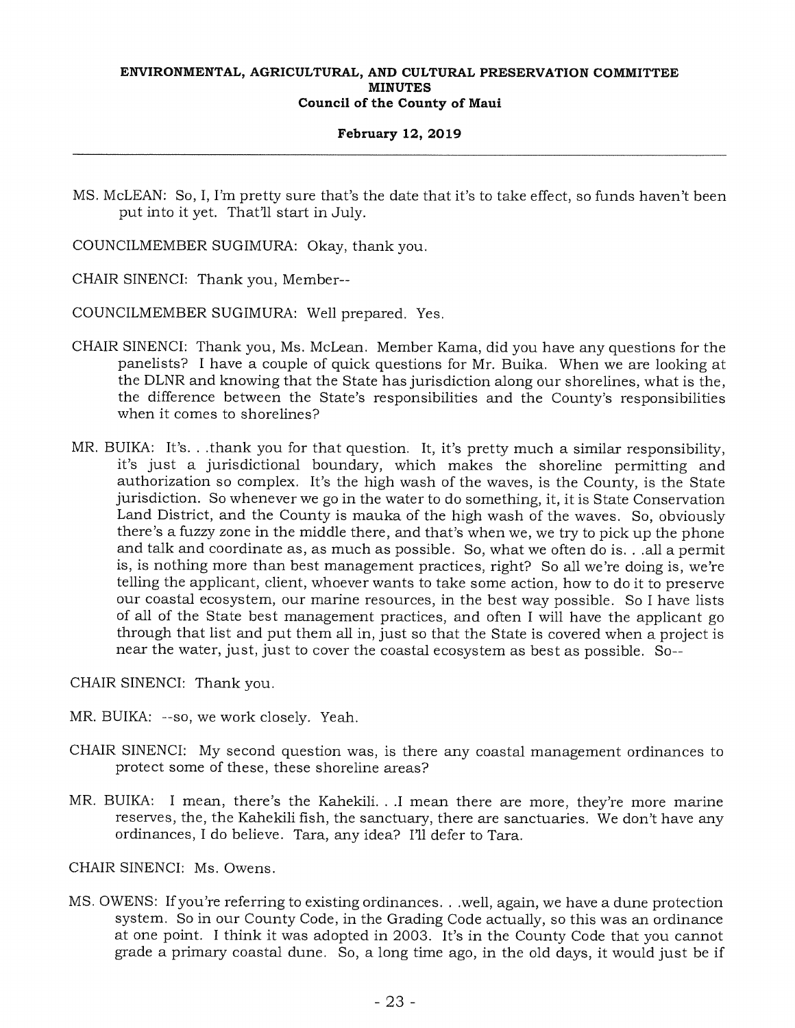MS. McLEAN: So, I, I'm pretty sure that's the date that it's to take effect, so funds haven't been put into it yet. That'll start in July.

COUNCILMEMBER SUGIMURA: Okay, thank you.

CHAIR SINENCI: Thank you, Member--

COUNCILMEMBER SUGIMURA: Well prepared. Yes.

CHAIR SINENCI: Thank you, Ms. McLean. Member Kama, did you have any questions for the panelists? I have a couple of quick questions for Mr. Buika. When we are looking at the DLNR and knowing that the State has jurisdiction along our shorelines, what is the, the difference between the State's responsibilities and the County's responsibilities when it comes to shorelines?

MR. BUIKA: It's. . .thank you for that question. It, it's pretty much a similar responsibility, it's just a jurisdictional boundary, which makes the shoreline permitting and authorization so complex. It's the high wash of the waves, is the County, is the State jurisdiction. So whenever we go in the water to do something, it, it is State Conservation Land District, and the County is mauka of the high wash of the waves. So, obviously there's a fuzzy zone in the middle there, and that's when we, we try to pick up the phone and talk and coordinate as, as much as possible. So, what we often do is. . .all a permit is, is nothing more than best management practices, right? So all we're doing is, we're telling the applicant, client, whoever wants to take some action, how to do it to preserve our coastal ecosystem, our marine resources, in the best way possible. So I have lists of all of the State best management practices, and often I will have the applicant go through that list and put them all in, just so that the State is covered when a project is near the water, just, just to cover the coastal ecosystem as best as possible. So--

CHAIR SINENCI: Thank you.

MR. BUIKA: --so, we work closely. Yeah.

CHAIR SINENCI: My second question was, is there any coastal management ordinances to protect some of these, these shoreline areas?

MR. BUIKA: I mean, there's the Kahekili. . .I mean there are more, they're more marine reserves, the, the Kahekili fish, the sanctuary, there are sanctuaries. We don't have any ordinances, I do believe. Tara, any idea? I'll defer to Tara.

CHAIR SINENCI: Ms. Owens.

MS. OWENS: If you're referring to existing ordinances. . .well, again, we have a dune protection system. So in our County Code, in the Grading Code actually, so this was an ordinance at one point. I think it was adopted in 2003. It's in the County Code that you cannot grade a primary coastal dune. So, a long time ago, in the old days, it would just be if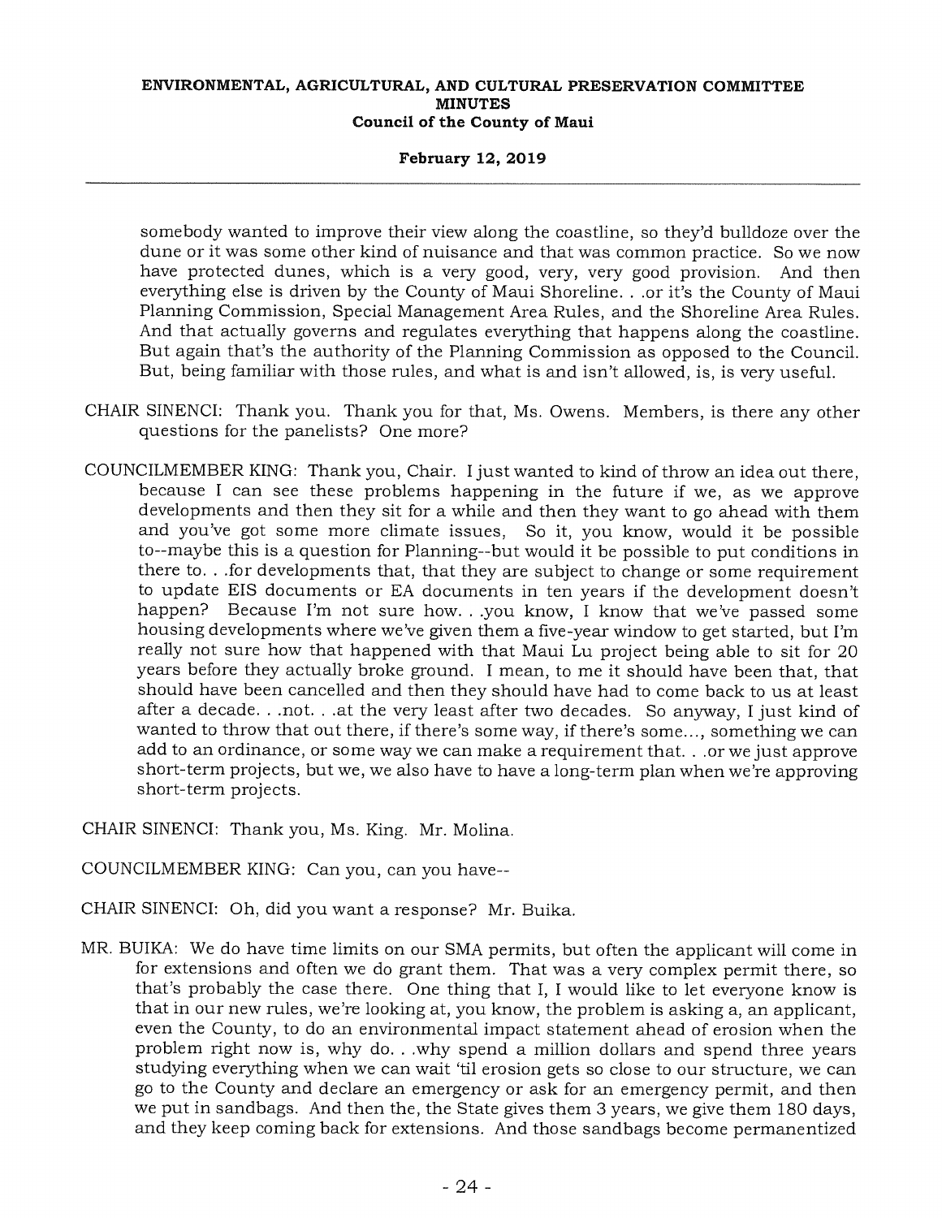somebody wanted to improve their view along the coastline, so they'd bulldoze over the dune or it was some other kind of nuisance and that was common practice. So we now have protected dunes, which is a very good, very, very good provision. And then everything else is driven by the County of Maui Shoreline. . .or it's the County of Maui Planning Commission, Special Management Area Rules, and the Shoreline Area Rules. And that actually governs and regulates everything that happens along the coastline. But again that's the authority of the Planning Commission as opposed to the Council. But, being familiar with those rules, and what is and isn't allowed, is, is very useful.

CHAIR SINENCI: Thank you. Thank you for that, Ms. Owens. Members, is there any other questions for the panelists? One more?

COUNCILMEMBER KING: Thank you, Chair. I just wanted to kind of throw an idea out there, because I can see these problems happening in the future if we, as we approve developments and then they sit for a while and then they want to go ahead with them and you've got some more climate issues, So it, you know, would it be possible to--maybe this is a question for Planning--but would it be possible to put conditions in there to. . .for developments that, that they are subject to change or some requirement to update EIS documents or EA documents in ten years if the development doesn't happen? Because I'm not sure how. . .you know, I know that we've passed some housing developments where we've given them a five-year window to get started, but I'm really not sure how that happened with that Maui Lu project being able to sit for 20 years before they actually broke ground. I mean, to me it should have been that, that should have been cancelled and then they should have had to come back to us at least after a decade. . .not. . .at the very least after two decades. So anyway, I just kind of wanted to throw that out there, if there's some way, if there's some..., something we can add to an ordinance, or some way we can make a requirement that. . .or we just approve short-term projects, but we, we also have to have a long-term plan when we're approving short-term projects.

CHAIR SINENCI: Thank you, Ms. King. Mr. Molina.

COUNCILMEMBER KING: Can you, can you have--

CHAIR SINENCI: Oh, did you want a response? Mr. Buika.

MR. BUIKA: We do have time limits on our SMA permits, but often the applicant will come in for extensions and often we do grant them. That was a very complex permit there, so that's probably the case there. One thing that I, I would like to let everyone know is that in our new rules, we're looking at, you know, the problem is asking a, an applicant, even the County, to do an environmental impact statement ahead of erosion when the problem right now is, why do. . .why spend a million dollars and spend three years studying everything when we can wait 'til erosion gets so close to our structure, we can go to the County and declare an emergency or ask for an emergency permit, and then we put in sandbags. And then the, the State gives them 3 years, we give them 180 days, and they keep coming back for extensions. And those sandbags become permanentized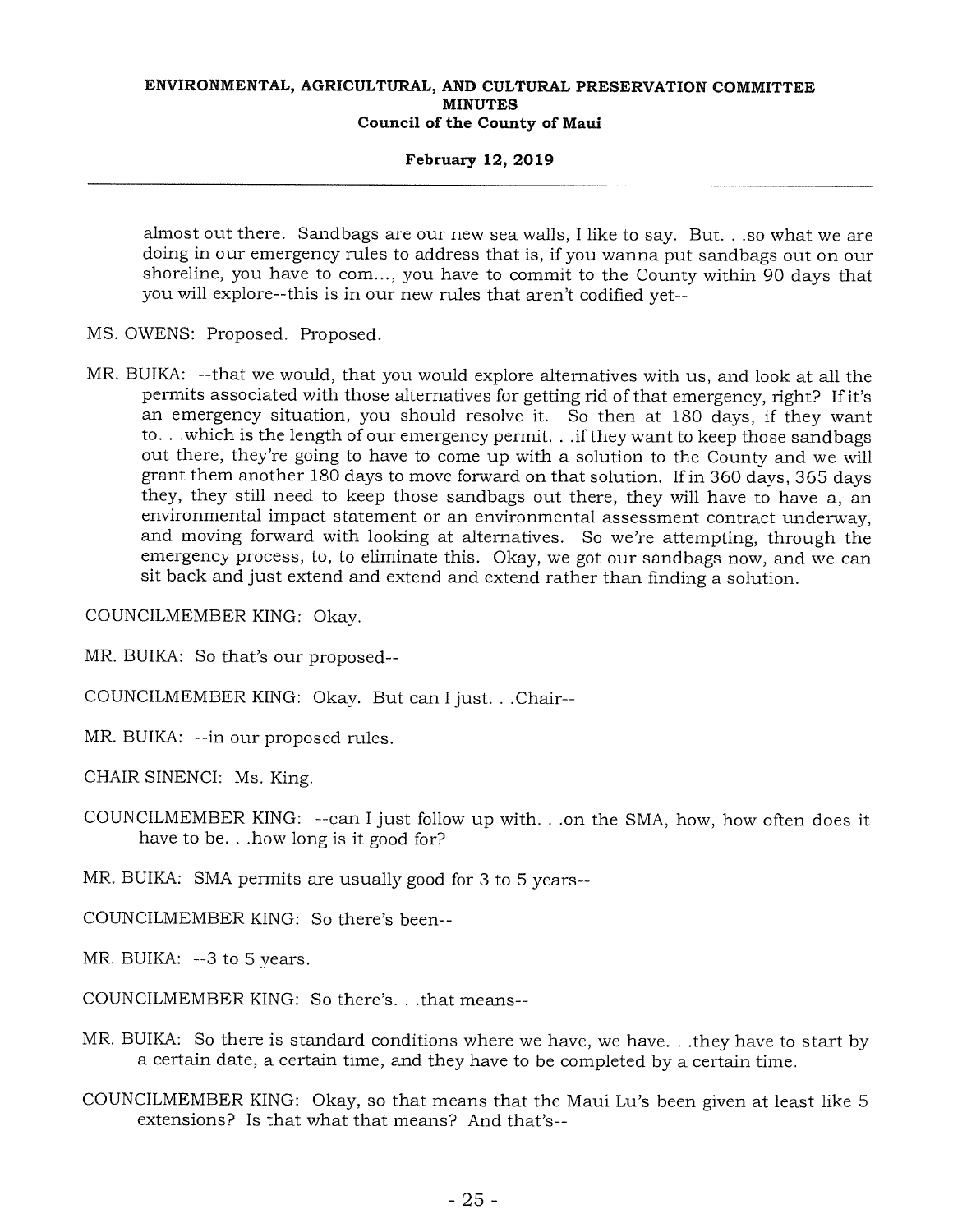almost out there. Sandbags are our new sea walls, I like to say. But. . .so what we are doing in our emergency rules to address that is, if you wanna put sandbags out on our shoreline, you have to com..., you have to commit to the County within 90 days that you will explore--this is in our new rules that aren't codified yet--

MS. OWENS: Proposed. Proposed.

MR. BUIKA: --that we would, that you would explore alternatives with us, and look at all the permits associated with those alternatives for getting rid of that emergency, right? If it's an emergency situation, you should resolve it. So then at 180 days, if they want to. . .which is the length of our emergency permit. . .if they want to keep those sandbags out there, they're going to have to come up with a solution to the County and we will grant them another 180 days to move forward on that solution. If in 360 days, 365 days they, they still need to keep those sandbags out there, they will have to have a, an environmental impact statement or an environmental assessment contract underway, and moving forward with looking at alternatives. So we're attempting, through the emergency process, to, to eliminate this. Okay, we got our sandbags now, and we can sit back and just extend and extend and extend rather than finding a solution.

COUNCILMEMBER KING: Okay.

MR. BUIKA: So that's our proposed--

COUNCILMEMBER KING: Okay. But can I just. . .Chair--

MR. BUIKA: --in our proposed rules.

CHAIR SINENCI: Ms. King.

COUNCILMEMBER KING: --can I just follow up with. . .on the SMA, how, how often does it have to be. . .how long is it good for?

MR. BUIKA: SMA permits are usually good for 3 to 5 years--

COUNCILMEMBER KING: So there's been--

MR. BUIKA: --3 to 5 years.

COUNCILMEMBER KING: So there's. . .that means--

MR. BUIKA: So there is standard conditions where we have, we have. . .they have to start by a certain date, a certain time, and they have to be completed by a certain time.

COUNCILMEMBER KING: Okay, so that means that the Maui Lu's been given at least like 5 extensions? Is that what that means? And that's--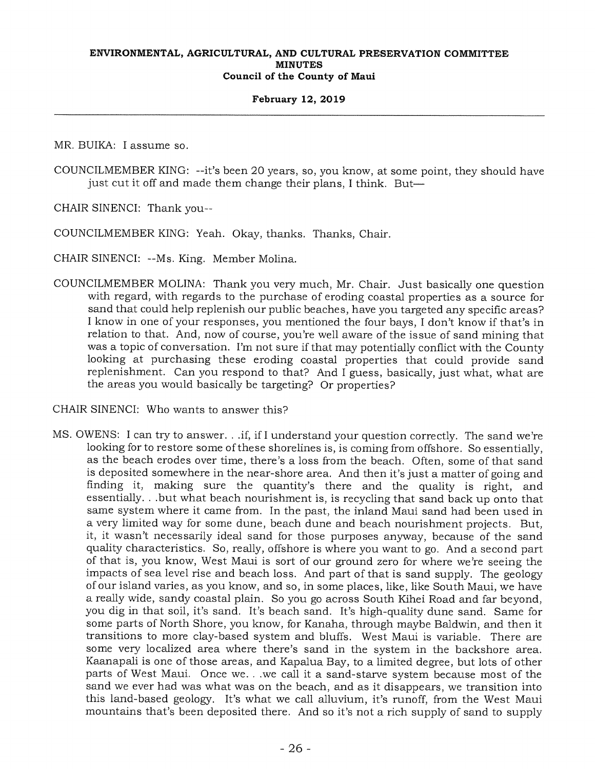MR. BUIKA: I assume so.

COUNCILMEMBER KING: --it's been 20 years, so, you know, at some point, they should have just cut it off and made them change their plans, I think. But—

CHAIR SINENCI: Thank you--

COUNCILMEMBER KING: Yeah. Okay, thanks. Thanks, Chair.

CHAIR SINENCI: --Ms. King. Member Molina.

COUNCILMEMBER MOLINA: Thank you very much, Mr. Chair. Just basically one question with regard, with regards to the purchase of eroding coastal properties as a source for sand that could help replenish our public beaches, have you targeted any specific areas? I know in one of your responses, you mentioned the four bays, I don't know if that's in relation to that. And, now of course, you're well aware of the issue of sand mining that was a topic of conversation. I'm not sure if that may potentially conflict with the County looking at purchasing these eroding coastal properties that could provide sand replenishment. Can you respond to that? And I guess, basically, just what, what are the areas you would basically be targeting? Or properties?

CHAIR SINENCI: Who wants to answer this?

MS. OWENS: I can try to answer. . .if, if I understand your question correctly. The sand we're looking for to restore some of these shorelines is, is coming from offshore. So essentially, as the beach erodes over time, there's a loss from the beach. Often, some of that sand is deposited somewhere in the near-shore area. And then it's just a matter of going and finding it, making sure the quantity's there and the quality is right, and essentially. . .but what beach nourishment is, is recycling that sand back up onto that same system where it came from. In the past, the inland Maui sand had been used in a very limited way for some dune, beach dune and beach nourishment projects. But, it, it wasn't necessarily ideal sand for those purposes anyway, because of the sand quality characteristics. So, really, offshore is where you want to go. And a second part of that is, you know, West Maui is sort of our ground zero for where we're seeing the impacts of sea level rise and beach loss. And part of that is sand supply. The geology of our island varies, as you know, and so, in some places, like, like South Maui, we have a really wide, sandy coastal plain. So you go across South Kihei Road and far beyond, you dig in that soil, it's sand. It's beach sand. It's high-quality dune sand. Same for some parts of North Shore, you know, for Kanaha, through maybe Baldwin, and then it transitions to more clay-based system and bluffs. West Maui is variable. There are some very localized area where there's sand in the system in the backshore area. Kaanapali is one of those areas, and Kapalua Bay, to a limited degree, but lots of other parts of West Maui. Once we. . .we call it a sand-starve system because most of the sand we ever had was what was on the beach, and as it disappears, we transition into this land-based geology. It's what we call alluvium, it's runoff, from the West Maui mountains that's been deposited there. And so it's not a rich supply of sand to supply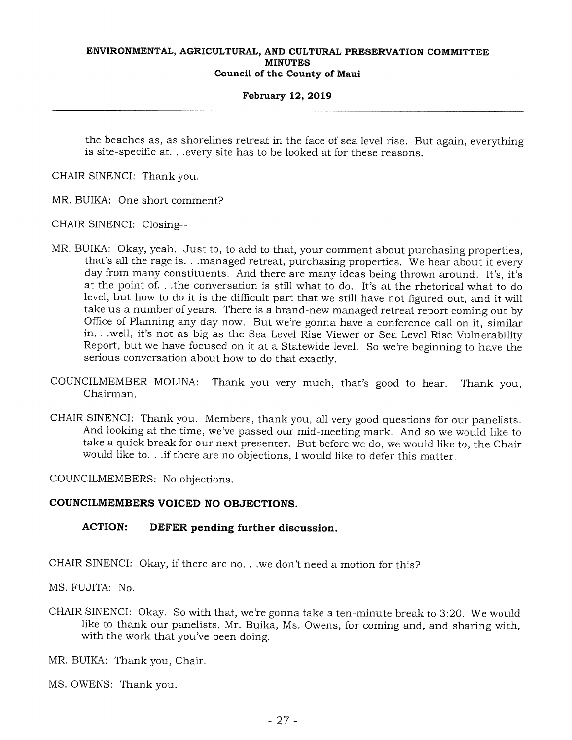the beaches as, as shorelines retreat in the face of sea level rise. But again, everything is site-specific at. . .every site has to be looked at for these reasons.

CHAIR SINENCI: Thank you.

MR. BUIKA: One short comment?

CHAIR SINENCI: Closing--

MR. BUIKA: Okay, yeah. Just to, to add to that, your comment about purchasing properties, that's all the rage is. . .managed retreat, purchasing properties. We hear about it every day from many constituents. And there are many ideas being thrown around. It's, it's at the point of. . .the conversation is still what to do. It's at the rhetorical what to do level, but how to do it is the difficult part that we still have not figured out, and it will take us a number of years. There is a brand-new managed retreat report coming out by Office of Planning any day now. But we're gonna have a conference call on it, similar in. . .well, it's not as big as the Sea Level Rise Viewer or Sea Level Rise Vulnerability Report, but we have focused on it at a Statewide level. So we're beginning to have the serious conversation about how to do that exactly.

COUNCILMEMBER MOLINA: Thank you very much, that's good to hear. Thank you, Chairman.

CHAIR SINENCI: Thank you. Members, thank you, all very good questions for our panelists. And looking at the time, we've passed our mid-meeting mark. And so we would like to take a quick break for our next presenter. But before we do, we would like to, the Chair would like to. . .if there are no objections, I would like to defer this matter.

COUNCILMEMBERS: No objections.

**COUNCILMEMBERS VOICED NO OBJECTIONS.**

**ACTION: DEFER pending further discussion.**

CHAIR SINENCI: Okay, if there are no. . .we don't need a motion for this?

MS. FUJITA: No.

CHAIR SINENCI: Okay. So with that, we're gonna take a ten-minute break to 3:20. We would like to thank our panelists, Mr. Buika, Ms. Owens, for coming and, and sharing with, with the work that you've been doing.

MR. BUIKA: Thank you, Chair.

MS. OWENS: Thank you.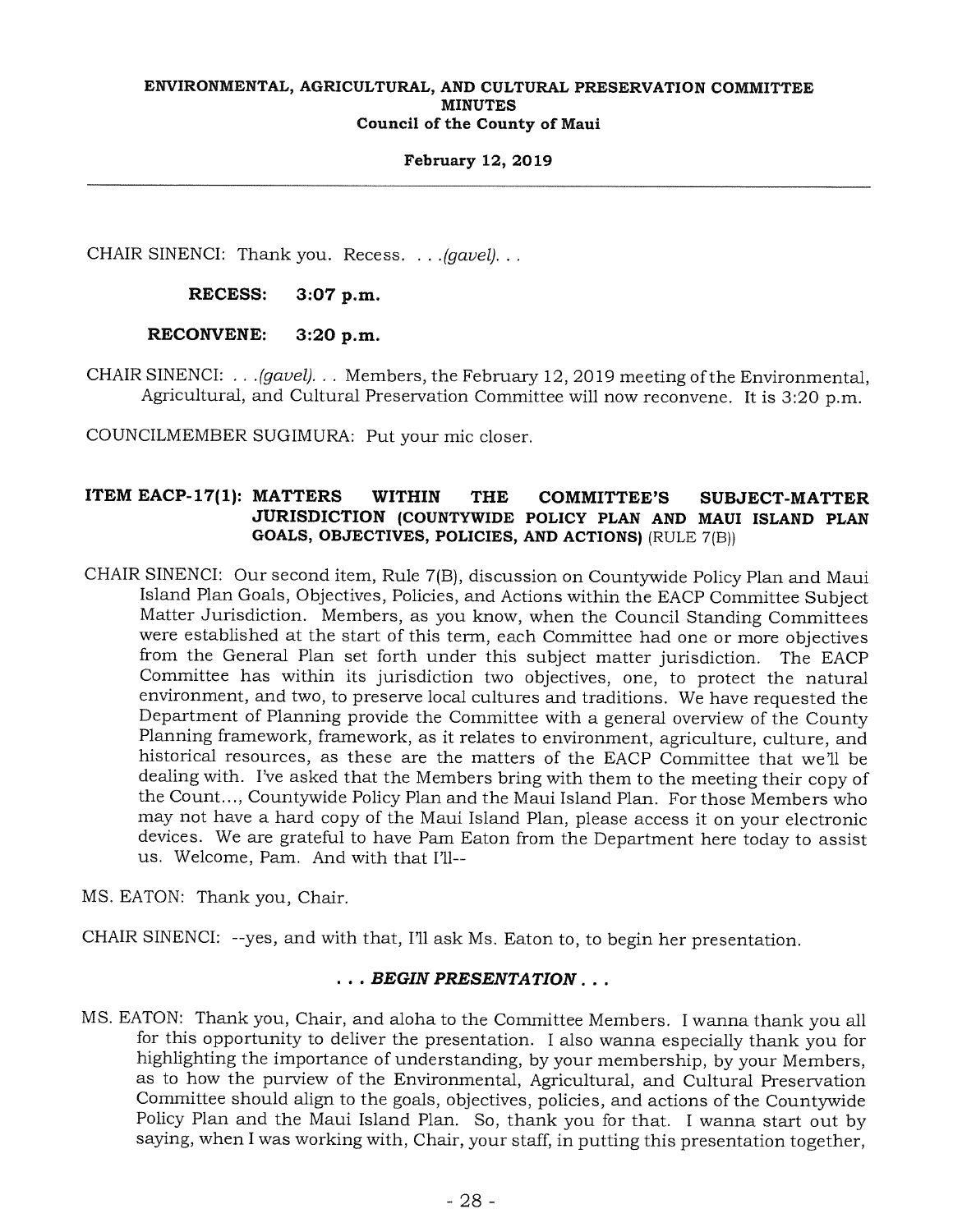CHAIR SINENCI: Thank you. Recess. . . .*(gavel)*. . .

**RECESS: 3:07 p.m.**

**RECONVENE: 3:20 p.m.**

CHAIR SINENCI: . . .*(gavel)*. . . Members, the February 12, 2019 meeting of the Environmental, Agricultural, and Cultural Preservation Committee will now reconvene. It is 3:20 p.m.

COUNCILMEMBER SUGIMURA: Put your mic closer.

### ITEM EACP-17(1): MATTERS WITHIN THE COMMITTEE'S SUBJECT-MATTER JURISDICTION (COUNTYWIDE POLICY PLAN AND MAUI ISLAND PLAN GOALS, OBJECTIVES, POLICIES, AND ACTIONS) (RULE 7(B))

CHAIR SINENCI: Our second item, Rule 7(B), discussion on Countywide Policy Plan and Maui Island Plan Goals, Objectives, Policies, and Actions within the EACP Committee Subject Matter Jurisdiction. Members, as you know, when the Council Standing Committees were established at the start of this term, each Committee had one or more objectives from the General Plan set forth under this subject matter jurisdiction. The EACP Committee has within its jurisdiction two objectives, one, to protect the natural environment, and two, to preserve local cultures and traditions. We have requested the Department of Planning provide the Committee with a general overview of the County Planning framework, framework, as it relates to environment, agriculture, culture, and historical resources, as these are the matters of the EACP Committee that we'll be dealing with. I've asked that the Members bring with them to the meeting their copy of the Count..., Countywide Policy Plan and the Maui Island Plan. For those Members who may not have a hard copy of the Maui Island Plan, please access it on your electronic devices. We are grateful to have Pam Eaton from the Department here today to assist us. Welcome, Pam. And with that I'll--

MS. EATON: Thank you, Chair.

CHAIR SINENCI: --yes, and with that, I'll ask Ms. Eaton to, to begin her presentation.

***. . . BEGIN PRESENTATION . . .***

MS. EATON: Thank you, Chair, and aloha to the Committee Members. I wanna thank you all for this opportunity to deliver the presentation. I also wanna especially thank you for highlighting the importance of understanding, by your membership, by your Members, as to how the purview of the Environmental, Agricultural, and Cultural Preservation Committee should align to the goals, objectives, policies, and actions of the Countywide Policy Plan and the Maui Island Plan. So, thank you for that. I wanna start out by saying, when I was working with, Chair, your staff, in putting this presentation together,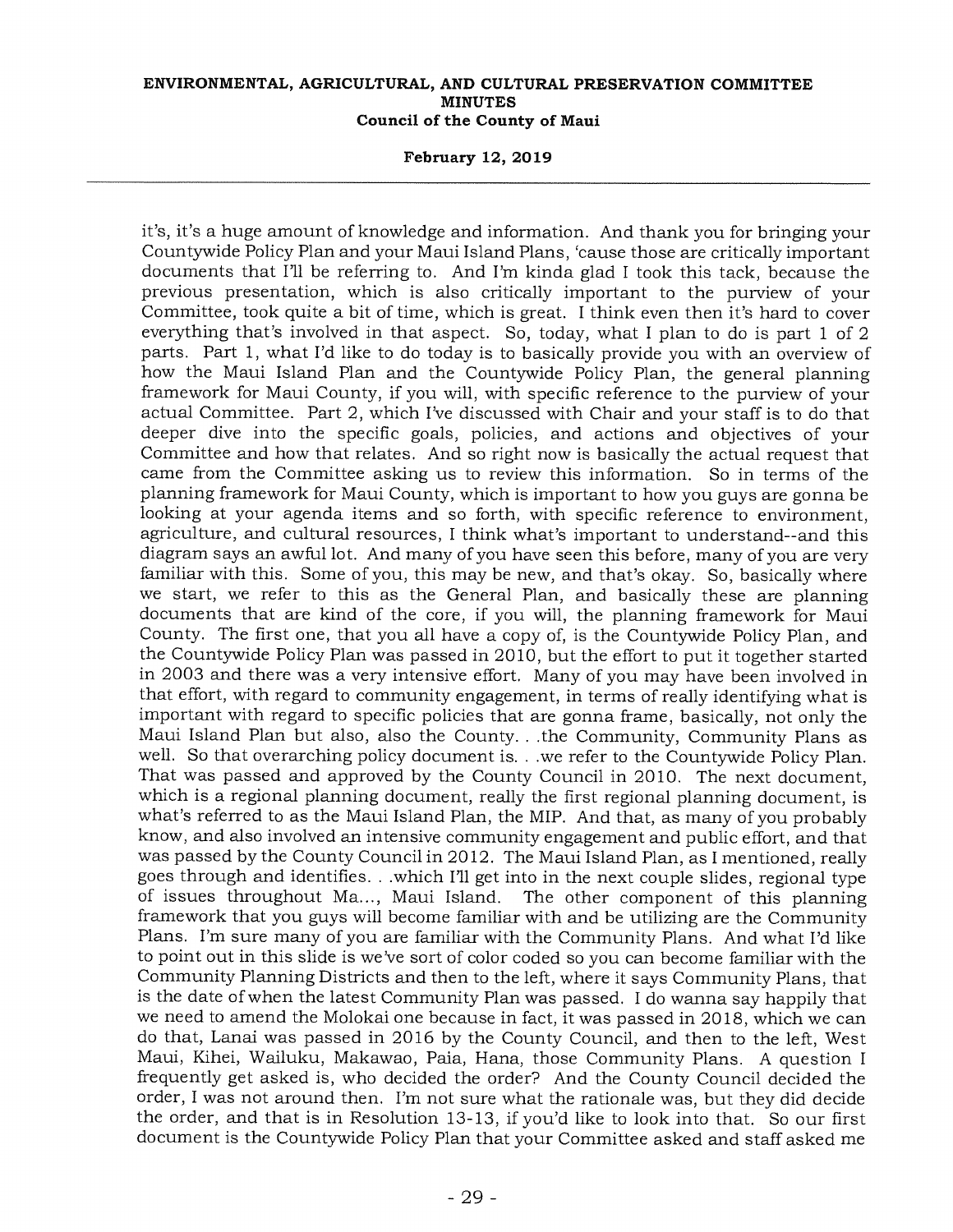it's, it's a huge amount of knowledge and information. And thank you for bringing your Countywide Policy Plan and your Maui Island Plans, 'cause those are critically important documents that I'll be referring to. And I'm kinda glad I took this tack, because the previous presentation, which is also critically important to the purview of your Committee, took quite a bit of time, which is great. I think even then it's hard to cover everything that's involved in that aspect. So, today, what I plan to do is part 1 of 2 parts. Part 1, what I'd like to do today is to basically provide you with an overview of how the Maui Island Plan and the Countywide Policy Plan, the general planning framework for Maui County, if you will, with specific reference to the purview of your actual Committee. Part 2, which I've discussed with Chair and your staff is to do that deeper dive into the specific goals, policies, and actions and objectives of your Committee and how that relates. And so right now is basically the actual request that came from the Committee asking us to review this information. So in terms of the planning framework for Maui County, which is important to how you guys are gonna be looking at your agenda items and so forth, with specific reference to environment, agriculture, and cultural resources, I think what's important to understand--and this diagram says an awful lot. And many of you have seen this before, many of you are very familiar with this. Some of you, this may be new, and that's okay. So, basically where we start, we refer to this as the General Plan, and basically these are planning documents that are kind of the core, if you will, the planning framework for Maui County. The first one, that you all have a copy of, is the Countywide Policy Plan, and the Countywide Policy Plan was passed in 2010, but the effort to put it together started in 2003 and there was a very intensive effort. Many of you may have been involved in that effort, with regard to community engagement, in terms of really identifying what is important with regard to specific policies that are gonna frame, basically, not only the Maui Island Plan but also, also the County. . .the Community, Community Plans as well. So that overarching policy document is. . .we refer to the Countywide Policy Plan. That was passed and approved by the County Council in 2010. The next document, which is a regional planning document, really the first regional planning document, is what's referred to as the Maui Island Plan, the MIP. And that, as many of you probably know, and also involved an intensive community engagement and public effort, and that was passed by the County Council in 2012. The Maui Island Plan, as I mentioned, really goes through and identifies. . .which I'll get into in the next couple slides, regional type of issues throughout Ma..., Maui Island. The other component of this planning framework that you guys will become familiar with and be utilizing are the Community Plans. I'm sure many of you are familiar with the Community Plans. And what I'd like to point out in this slide is we've sort of color coded so you can become familiar with the Community Planning Districts and then to the left, where it says Community Plans, that is the date of when the latest Community Plan was passed. I do wanna say happily that we need to amend the Molokai one because in fact, it was passed in 2018, which we can do that, Lanai was passed in 2016 by the County Council, and then to the left, West Maui, Kihei, Wailuku, Makawao, Paia, Hana, those Community Plans. A question I frequently get asked is, who decided the order? And the County Council decided the order, I was not around then. I'm not sure what the rationale was, but they did decide the order, and that is in Resolution 13-13, if you'd like to look into that. So our first document is the Countywide Policy Plan that your Committee asked and staff asked me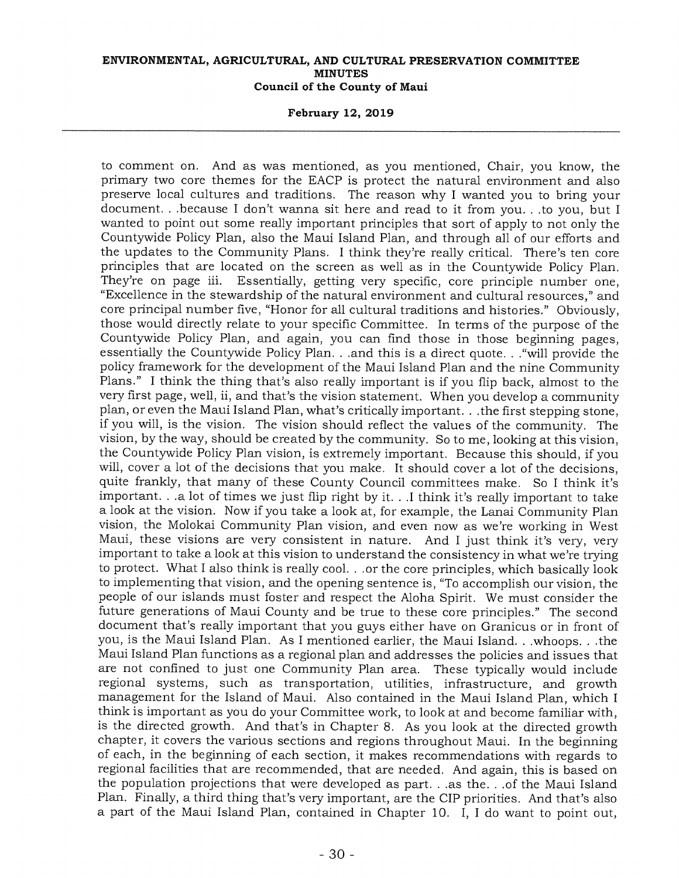to comment on. And as was mentioned, as you mentioned, Chair, you know, the primary two core themes for the EACP is protect the natural environment and also preserve local cultures and traditions. The reason why I wanted you to bring your document. . .because I don't wanna sit here and read to it from you. . .to you, but I wanted to point out some really important principles that sort of apply to not only the Countywide Policy Plan, also the Maui Island Plan, and through all of our efforts and the updates to the Community Plans. I think they're really critical. There's ten core principles that are located on the screen as well as in the Countywide Policy Plan. They're on page iii. Essentially, getting very specific, core principle number one, "Excellence in the stewardship of the natural environment and cultural resources," and core principal number five, "Honor for all cultural traditions and histories." Obviously, those would directly relate to your specific Committee. In terms of the purpose of the Countywide Policy Plan, and again, you can find those in those beginning pages, essentially the Countywide Policy Plan. . .and this is a direct quote. . ."will provide the policy framework for the development of the Maui Island Plan and the nine Community Plans." I think the thing that's also really important is if you flip back, almost to the very first page, well, ii, and that's the vision statement. When you develop a community plan, or even the Maui Island Plan, what's critically important. . .the first stepping stone, if you will, is the vision. The vision should reflect the values of the community. The vision, by the way, should be created by the community. So to me, looking at this vision, the Countywide Policy Plan vision, is extremely important. Because this should, if you will, cover a lot of the decisions that you make. It should cover a lot of the decisions, quite frankly, that many of these County Council committees make. So I think it's important. . .a lot of times we just flip right by it. . .I think it's really important to take a look at the vision. Now if you take a look at, for example, the Lanai Community Plan vision, the Molokai Community Plan vision, and even now as we're working in West Maui, these visions are very consistent in nature. And I just think it's very, very important to take a look at this vision to understand the consistency in what we're trying to protect. What I also think is really cool. . .or the core principles, which basically look to implementing that vision, and the opening sentence is, "To accomplish our vision, the people of our islands must foster and respect the Aloha Spirit. We must consider the future generations of Maui County and be true to these core principles." The second document that's really important that you guys either have on Granicus or in front of you, is the Maui Island Plan. As I mentioned earlier, the Maui Island. . .whoops. . .the Maui Island Plan functions as a regional plan and addresses the policies and issues that are not confined to just one Community Plan area. These typically would include regional systems, such as transportation, utilities, infrastructure, and growth management for the Island of Maui. Also contained in the Maui Island Plan, which I think is important as you do your Committee work, to look at and become familiar with, is the directed growth. And that's in Chapter 8. As you look at the directed growth chapter, it covers the various sections and regions throughout Maui. In the beginning of each, in the beginning of each section, it makes recommendations with regards to regional facilities that are recommended, that are needed. And again, this is based on the population projections that were developed as part. . .as the. . .of the Maui Island Plan. Finally, a third thing that's very important, are the CIP priorities. And that's also a part of the Maui Island Plan, contained in Chapter 10. I, I do want to point out,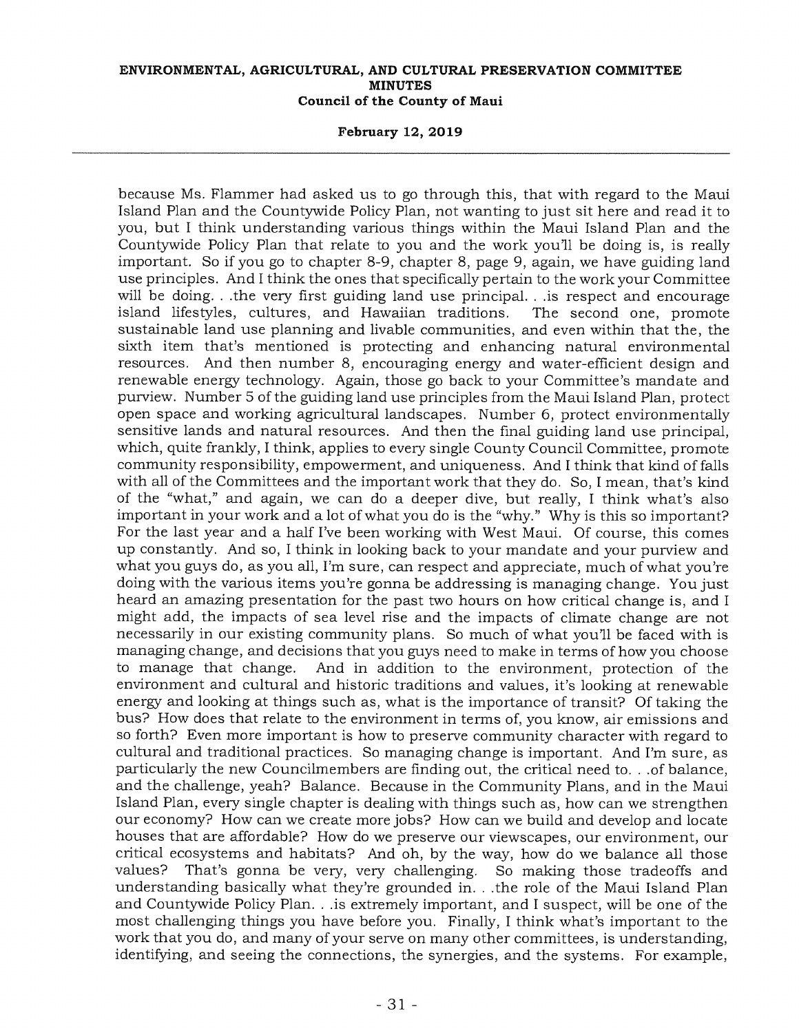because Ms. Flammer had asked us to go through this, that with regard to the Maui Island Plan and the Countywide Policy Plan, not wanting to just sit here and read it to you, but I think understanding various things within the Maui Island Plan and the Countywide Policy Plan that relate to you and the work you'll be doing is, is really important. So if you go to chapter 8-9, chapter 8, page 9, again, we have guiding land use principles. And I think the ones that specifically pertain to the work your Committee will be doing. . .the very first guiding land use principal. . .is respect and encourage island lifestyles, cultures, and Hawaiian traditions. The second one, promote sustainable land use planning and livable communities, and even within that the, the sixth item that's mentioned is protecting and enhancing natural environmental resources. And then number 8, encouraging energy and water-efficient design and renewable energy technology. Again, those go back to your Committee's mandate and purview. Number 5 of the guiding land use principles from the Maui Island Plan, protect open space and working agricultural landscapes. Number 6, protect environmentally sensitive lands and natural resources. And then the final guiding land use principal, which, quite frankly, I think, applies to every single County Council Committee, promote community responsibility, empowerment, and uniqueness. And I think that kind of falls with all of the Committees and the important work that they do. So, I mean, that's kind of the "what," and again, we can do a deeper dive, but really, I think what's also important in your work and a lot of what you do is the "why." Why is this so important? For the last year and a half I've been working with West Maui. Of course, this comes up constantly. And so, I think in looking back to your mandate and your purview and what you guys do, as you all, I'm sure, can respect and appreciate, much of what you're doing with the various items you're gonna be addressing is managing change. You just heard an amazing presentation for the past two hours on how critical change is, and I might add, the impacts of sea level rise and the impacts of climate change are not necessarily in our existing community plans. So much of what you'll be faced with is managing change, and decisions that you guys need to make in terms of how you choose to manage that change. And in addition to the environment, protection of the environment and cultural and historic traditions and values, it's looking at renewable energy and looking at things such as, what is the importance of transit? Of taking the bus? How does that relate to the environment in terms of, you know, air emissions and so forth? Even more important is how to preserve community character with regard to cultural and traditional practices. So managing change is important. And I'm sure, as particularly the new Councilmembers are finding out, the critical need to. . .of balance, and the challenge, yeah? Balance. Because in the Community Plans, and in the Maui Island Plan, every single chapter is dealing with things such as, how can we strengthen our economy? How can we create more jobs? How can we build and develop and locate houses that are affordable? How do we preserve our viewscapes, our environment, our critical ecosystems and habitats? And oh, by the way, how do we balance all those values? That's gonna be very, very challenging. So making those tradeoffs and understanding basically what they're grounded in. . .the role of the Maui Island Plan and Countywide Policy Plan. . .is extremely important, and I suspect, will be one of the most challenging things you have before you. Finally, I think what's important to the work that you do, and many of your serve on many other committees, is understanding, identifying, and seeing the connections, the synergies, and the systems. For example,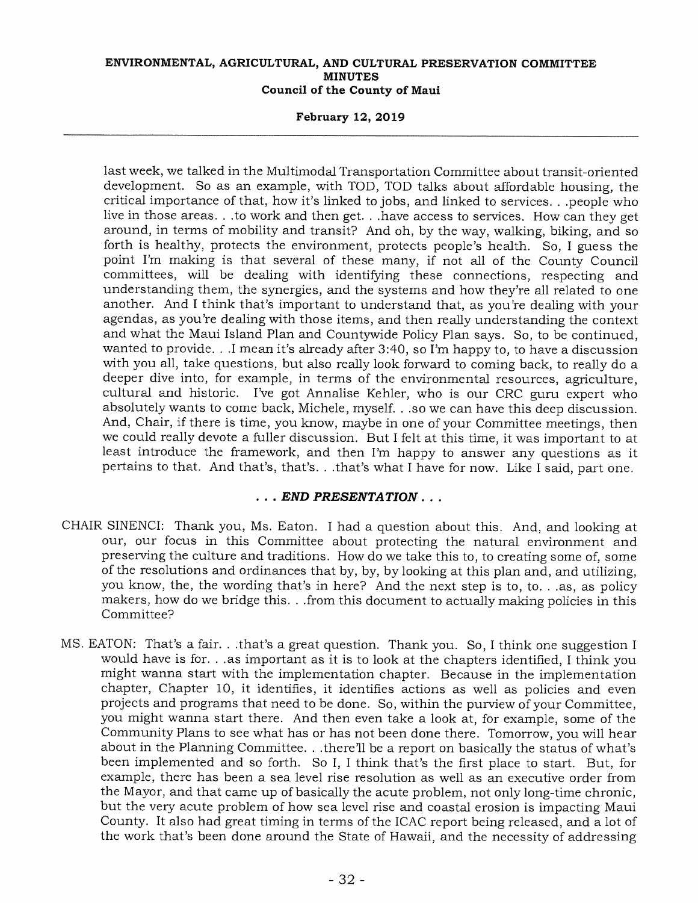last week, we talked in the Multimodal Transportation Committee about transit-oriented development. So as an example, with TOD, TOD talks about affordable housing, the critical importance of that, how it's linked to jobs, and linked to services. . .people who live in those areas. . .to work and then get. . .have access to services. How can they get around, in terms of mobility and transit? And oh, by the way, walking, biking, and so forth is healthy, protects the environment, protects people's health. So, I guess the point I'm making is that several of these many, if not all of the County Council committees, will be dealing with identifying these connections, respecting and understanding them, the synergies, and the systems and how they're all related to one another. And I think that's important to understand that, as you're dealing with your agendas, as you're dealing with those items, and then really understanding the context and what the Maui Island Plan and Countywide Policy Plan says. So, to be continued, wanted to provide. . .I mean it's already after 3:40, so I'm happy to, to have a discussion with you all, take questions, but also really look forward to coming back, to really do a deeper dive into, for example, in terms of the environmental resources, agriculture, cultural and historic. I've got Annalise Kehler, who is our CRC guru expert who absolutely wants to come back, Michele, myself. . .so we can have this deep discussion. And, Chair, if there is time, you know, maybe in one of your Committee meetings, then we could really devote a fuller discussion. But I felt at this time, it was important to at least introduce the framework, and then I'm happy to answer any questions as it pertains to that. And that's, that's. . .that's what I have for now. Like I said, part one.

***. . . END PRESENTATION . . .***

CHAIR SINENCI: Thank you, Ms. Eaton. I had a question about this. And, and looking at our, our focus in this Committee about protecting the natural environment and preserving the culture and traditions. How do we take this to, to creating some of, some of the resolutions and ordinances that by, by, by looking at this plan and, and utilizing, you know, the, the wording that's in here? And the next step is to, to. . .as, as policy makers, how do we bridge this. . .from this document to actually making policies in this Committee?

MS. EATON: That's a fair. . .that's a great question. Thank you. So, I think one suggestion I would have is for. . .as important as it is to look at the chapters identified, I think you might wanna start with the implementation chapter. Because in the implementation chapter, Chapter 10, it identifies, it identifies actions as well as policies and even projects and programs that need to be done. So, within the purview of your Committee, you might wanna start there. And then even take a look at, for example, some of the Community Plans to see what has or has not been done there. Tomorrow, you will hear about in the Planning Committee. . .there'll be a report on basically the status of what's been implemented and so forth. So I, I think that's the first place to start. But, for example, there has been a sea level rise resolution as well as an executive order from the Mayor, and that came up of basically the acute problem, not only long-time chronic, but the very acute problem of how sea level rise and coastal erosion is impacting Maui County. It also had great timing in terms of the ICAC report being released, and a lot of the work that's been done around the State of Hawaii, and the necessity of addressing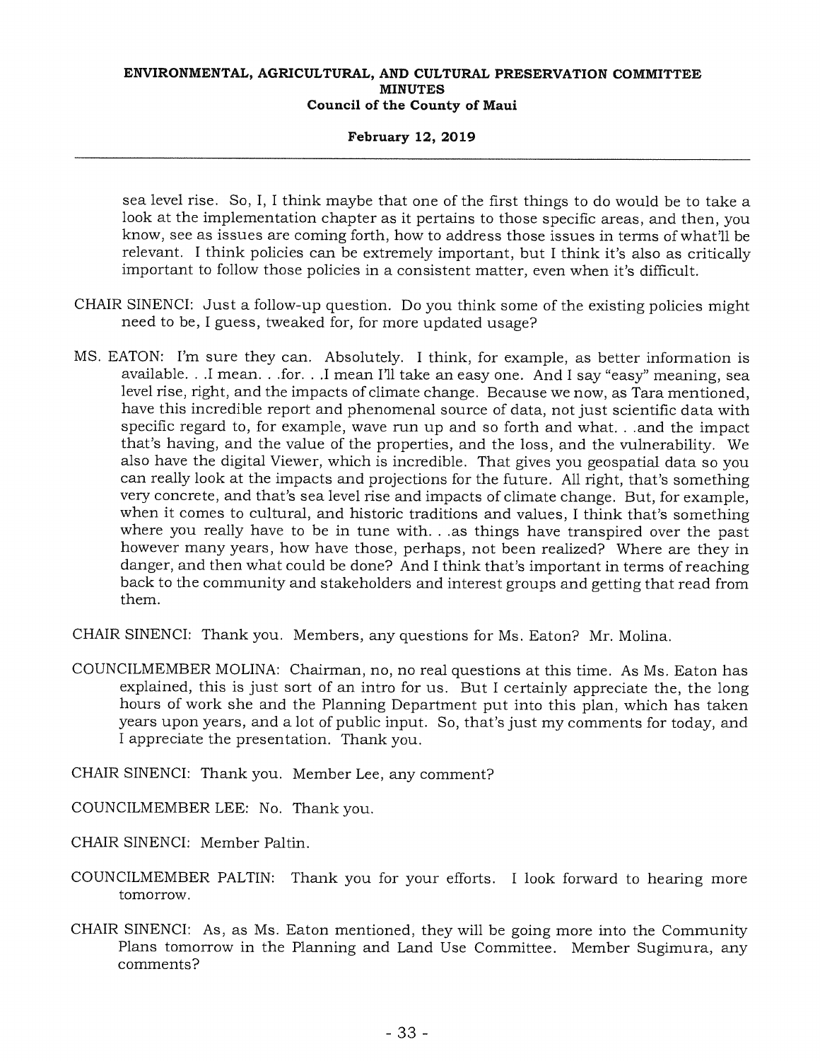sea level rise. So, I, I think maybe that one of the first things to do would be to take a look at the implementation chapter as it pertains to those specific areas, and then, you know, see as issues are coming forth, how to address those issues in terms of what'll be relevant. I think policies can be extremely important, but I think it's also as critically important to follow those policies in a consistent matter, even when it's difficult.

CHAIR SINENCI: Just a follow-up question. Do you think some of the existing policies might need to be, I guess, tweaked for, for more updated usage?

MS. EATON: I'm sure they can. Absolutely. I think, for example, as better information is available. . .I mean. . .for. . .I mean I'll take an easy one. And I say "easy" meaning, sea level rise, right, and the impacts of climate change. Because we now, as Tara mentioned, have this incredible report and phenomenal source of data, not just scientific data with specific regard to, for example, wave run up and so forth and what. . .and the impact that's having, and the value of the properties, and the loss, and the vulnerability. We also have the digital Viewer, which is incredible. That gives you geospatial data so you can really look at the impacts and projections for the future. All right, that's something very concrete, and that's sea level rise and impacts of climate change. But, for example, when it comes to cultural, and historic traditions and values, I think that's something where you really have to be in tune with. . .as things have transpired over the past however many years, how have those, perhaps, not been realized? Where are they in danger, and then what could be done? And I think that's important in terms of reaching back to the community and stakeholders and interest groups and getting that read from them.

CHAIR SINENCI: Thank you. Members, any questions for Ms. Eaton? Mr. Molina.

COUNCILMEMBER MOLINA: Chairman, no, no real questions at this time. As Ms. Eaton has explained, this is just sort of an intro for us. But I certainly appreciate the, the long hours of work she and the Planning Department put into this plan, which has taken years upon years, and a lot of public input. So, that's just my comments for today, and I appreciate the presentation. Thank you.

CHAIR SINENCI: Thank you. Member Lee, any comment?

COUNCILMEMBER LEE: No. Thank you.

CHAIR SINENCI: Member Paltin.

COUNCILMEMBER PALTIN: Thank you for your efforts. I look forward to hearing more tomorrow.

CHAIR SINENCI: As, as Ms. Eaton mentioned, they will be going more into the Community Plans tomorrow in the Planning and Land Use Committee. Member Sugimura, any comments?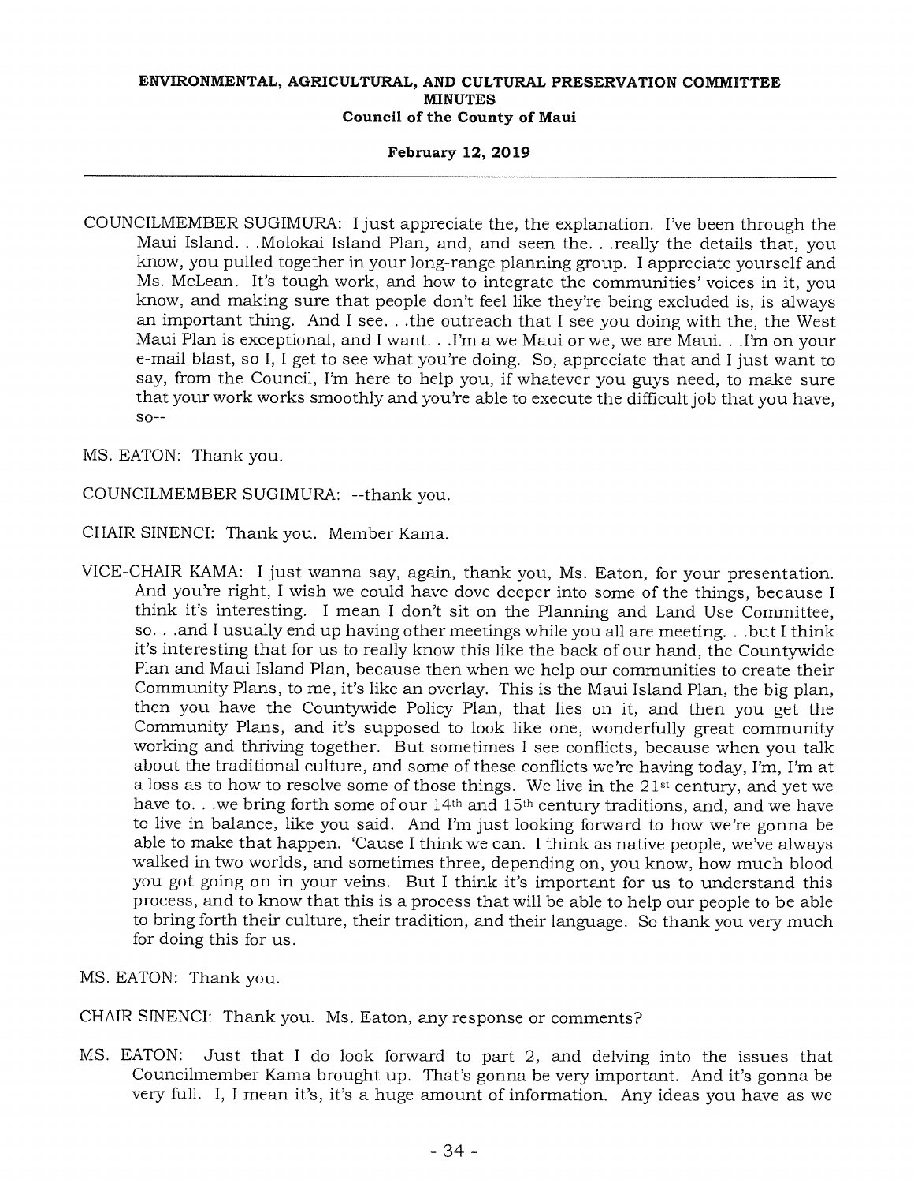COUNCILMEMBER SUGIMURA: I just appreciate the, the explanation. I've been through the Maui Island. . .Molokai Island Plan, and, and seen the. . .really the details that, you know, you pulled together in your long-range planning group. I appreciate yourself and Ms. McLean. It's tough work, and how to integrate the communities' voices in it, you know, and making sure that people don't feel like they're being excluded is, is always an important thing. And I see. . .the outreach that I see you doing with the, the West Maui Plan is exceptional, and I want. . .I'm a we Maui or we, we are Maui. . .I'm on your e-mail blast, so I, I get to see what you're doing. So, appreciate that and I just want to say, from the Council, I'm here to help you, if whatever you guys need, to make sure that your work works smoothly and you're able to execute the difficult job that you have, so--

MS. EATON: Thank you.

COUNCILMEMBER SUGIMURA: --thank you.

CHAIR SINENCI: Thank you. Member Kama.

VICE-CHAIR KAMA: I just wanna say, again, thank you, Ms. Eaton, for your presentation. And you're right, I wish we could have dove deeper into some of the things, because I think it's interesting. I mean I don't sit on the Planning and Land Use Committee, so. . .and I usually end up having other meetings while you all are meeting. . .but I think it's interesting that for us to really know this like the back of our hand, the Countywide Plan and Maui Island Plan, because then when we help our communities to create their Community Plans, to me, it's like an overlay. This is the Maui Island Plan, the big plan, then you have the Countywide Policy Plan, that lies on it, and then you get the Community Plans, and it's supposed to look like one, wonderfully great community working and thriving together. But sometimes I see conflicts, because when you talk about the traditional culture, and some of these conflicts we're having today, I'm, I'm at a loss as to how to resolve some of those things. We live in the 21st century, and yet we have to. . .we bring forth some of our 14th and 15th century traditions, and, and we have to live in balance, like you said. And I'm just looking forward to how we're gonna be able to make that happen. 'Cause I think we can. I think as native people, we've always walked in two worlds, and sometimes three, depending on, you know, how much blood you got going on in your veins. But I think it's important for us to understand this process, and to know that this is a process that will be able to help our people to be able to bring forth their culture, their tradition, and their language. So thank you very much for doing this for us.

MS. EATON: Thank you.

CHAIR SINENCI: Thank you. Ms. Eaton, any response or comments?

MS. EATON: Just that I do look forward to part 2, and delving into the issues that Councilmember Kama brought up. That's gonna be very important. And it's gonna be very full. I, I mean it's, it's a huge amount of information. Any ideas you have as we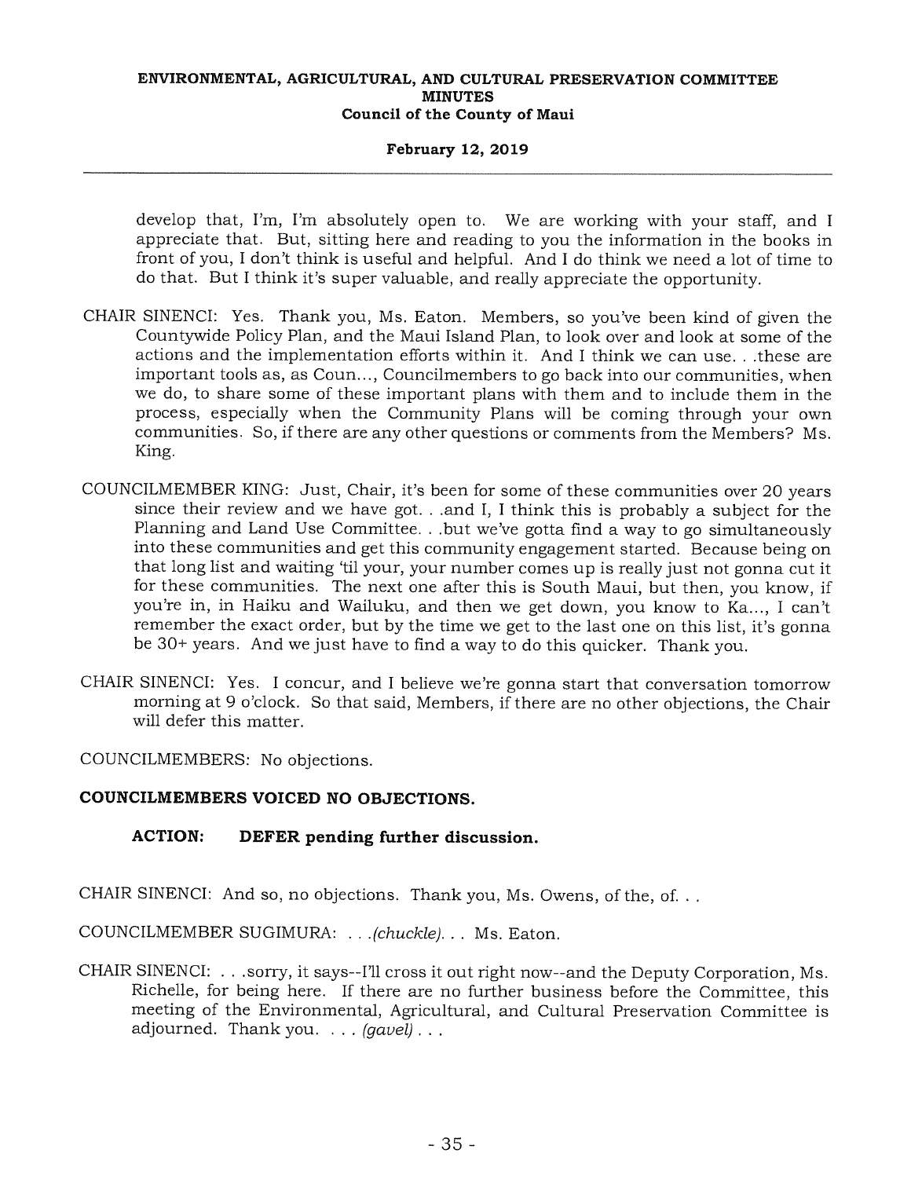develop that, I'm, I'm absolutely open to. We are working with your staff, and I appreciate that. But, sitting here and reading to you the information in the books in front of you, I don't think is useful and helpful. And I do think we need a lot of time to do that. But I think it's super valuable, and really appreciate the opportunity.

CHAIR SINENCI: Yes. Thank you, Ms. Eaton. Members, so you've been kind of given the Countywide Policy Plan, and the Maui Island Plan, to look over and look at some of the actions and the implementation efforts within it. And I think we can use. . .these are important tools as, as Coun..., Councilmembers to go back into our communities, when we do, to share some of these important plans with them and to include them in the process, especially when the Community Plans will be coming through your own communities. So, if there are any other questions or comments from the Members? Ms. King.

COUNCILMEMBER KING: Just, Chair, it's been for some of these communities over 20 years since their review and we have got. . .and I, I think this is probably a subject for the Planning and Land Use Committee. . .but we've gotta find a way to go simultaneously into these communities and get this community engagement started. Because being on that long list and waiting 'til your, your number comes up is really just not gonna cut it for these communities. The next one after this is South Maui, but then, you know, if you're in, in Haiku and Wailuku, and then we get down, you know to Ka..., I can't remember the exact order, but by the time we get to the last one on this list, it's gonna be 30+ years. And we just have to find a way to do this quicker. Thank you.

CHAIR SINENCI: Yes. I concur, and I believe we're gonna start that conversation tomorrow morning at 9 o'clock. So that said, Members, if there are no other objections, the Chair will defer this matter.

COUNCILMEMBERS: No objections.

**COUNCILMEMBERS VOICED NO OBJECTIONS.**

**ACTION: DEFER pending further discussion.**

CHAIR SINENCI: And so, no objections. Thank you, Ms. Owens, of the, of. . .

COUNCILMEMBER SUGIMURA: . . .*(chuckle)*. . . Ms. Eaton.

CHAIR SINENCI: . . .sorry, it says--I'll cross it out right now--and the Deputy Corporation, Ms. Richelle, for being here. If there are no further business before the Committee, this meeting of the Environmental, Agricultural, and Cultural Preservation Committee is adjourned. Thank you. . . . *(gavel)* . . .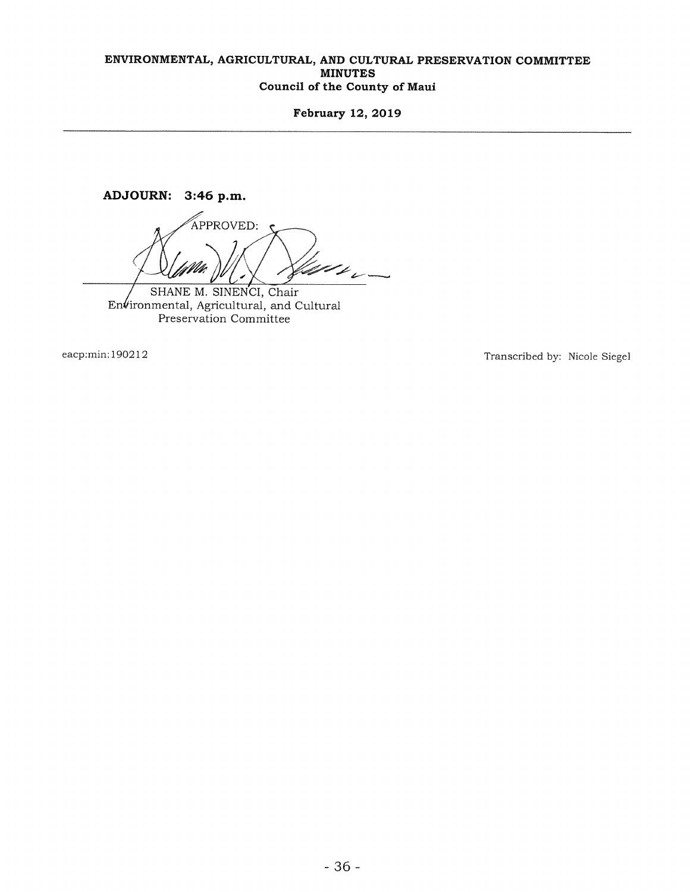**ADJOURN: 3:46 p.m.**

APPROVED:

SHANE M. SINENCI, Chair
Environmental, Agricultural, and Cultural Preservation Committee

eacp:min:190212

Transcribed by: Nicole Siegel